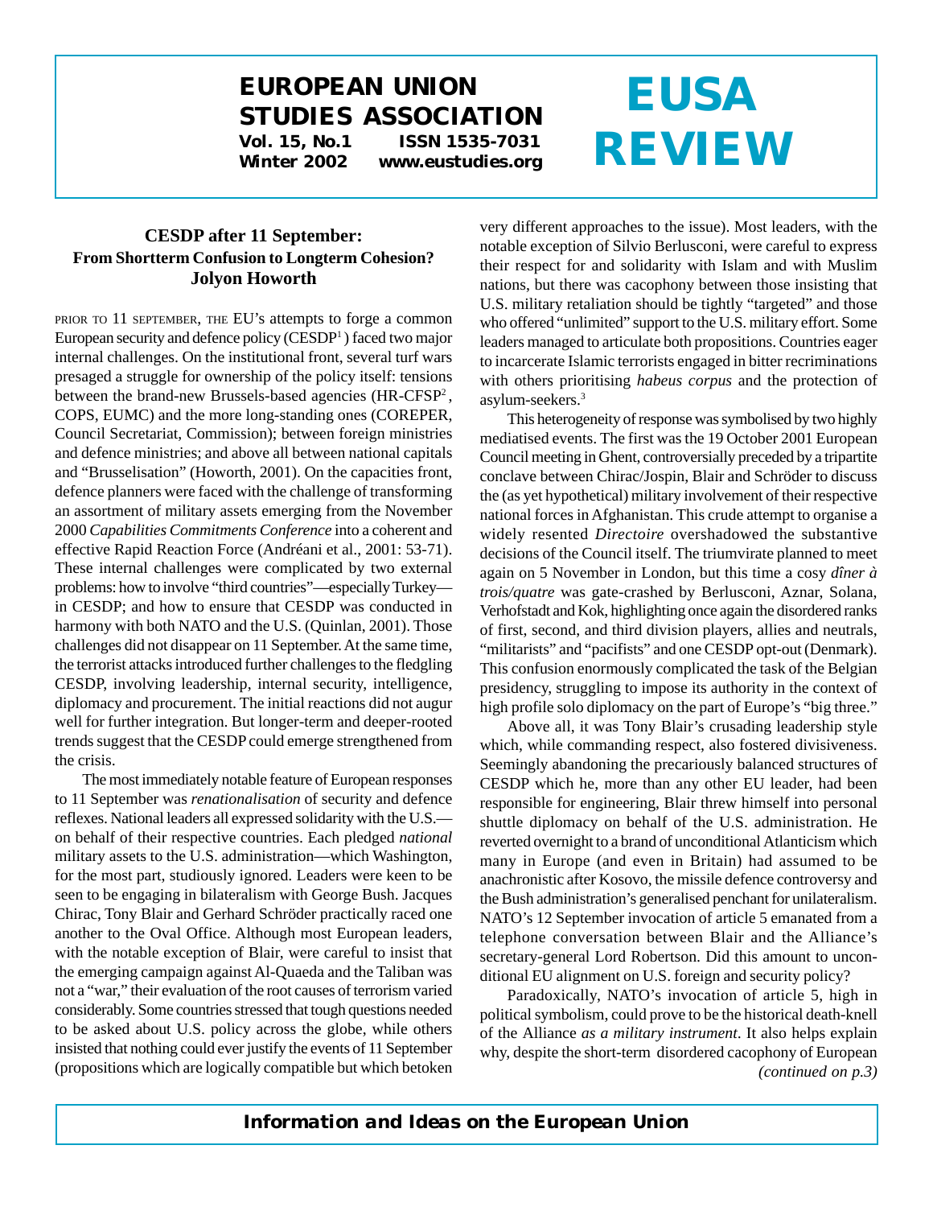# EUROPEAN UNION STUDIES ASSOCIATION

**Vol. 15, No.1 ISSN 1535-7031**
**Winter 2002 www.eustudies.org**

# EUSA REVIEW

## CESDP after 11 September: From Shortterm Confusion to Longterm Cohesion?
### Jolyon Howorth

PRIOR TO 11 SEPTEMBER, THE EU's attempts to forge a common European security and defence policy (CESDP[1]) faced two major internal challenges. On the institutional front, several turf wars presaged a struggle for ownership of the policy itself: tensions between the brand-new Brussels-based agencies (HR-CFSP[2], COPS, EUMC) and the more long-standing ones (COREPER, Council Secretariat, Commission); between foreign ministries and defence ministries; and above all between national capitals and "Brusselisation" (Howorth, 2001). On the capacities front, defence planners were faced with the challenge of transforming an assortment of military assets emerging from the November 2000 *Capabilities Commitments Conference* into a coherent and effective Rapid Reaction Force (Andréani et al., 2001: 53-71). These internal challenges were complicated by two external problems: how to involve "third countries"—especially Turkey—in CESDP; and how to ensure that CESDP was conducted in harmony with both NATO and the U.S. (Quinlan, 2001). Those challenges did not disappear on 11 September. At the same time, the terrorist attacks introduced further challenges to the fledgling CESDP, involving leadership, internal security, intelligence, diplomacy and procurement. The initial reactions did not augur well for further integration. But longer-term and deeper-rooted trends suggest that the CESDP could emerge strengthened from the crisis.

The most immediately notable feature of European responses to 11 September was *renationalisation* of security and defence reflexes. National leaders all expressed solidarity with the U.S.—on behalf of their respective countries. Each pledged *national* military assets to the U.S. administration—which Washington, for the most part, studiously ignored. Leaders were keen to be seen to be engaging in bilateralism with George Bush. Jacques Chirac, Tony Blair and Gerhard Schröder practically raced one another to the Oval Office. Although most European leaders, with the notable exception of Blair, were careful to insist that the emerging campaign against Al-Quaeda and the Taliban was not a "war," their evaluation of the root causes of terrorism varied considerably. Some countries stressed that tough questions needed to be asked about U.S. policy across the globe, while others insisted that nothing could ever justify the events of 11 September (propositions which are logically compatible but which betoken very different approaches to the issue). Most leaders, with the notable exception of Silvio Berlusconi, were careful to express their respect for and solidarity with Islam and with Muslim nations, but there was cacophony between those insisting that U.S. military retaliation should be tightly "targeted" and those who offered "unlimited" support to the U.S. military effort. Some leaders managed to articulate both propositions. Countries eager to incarcerate Islamic terrorists engaged in bitter recriminations with others prioritising *habeus corpus* and the protection of asylum-seekers.[3]

This heterogeneity of response was symbolised by two highly mediatised events. The first was the 19 October 2001 European Council meeting in Ghent, controversially preceded by a tripartite conclave between Chirac/Jospin, Blair and Schröder to discuss the (as yet hypothetical) military involvement of their respective national forces in Afghanistan. This crude attempt to organise a widely resented *Directoire* overshadowed the substantive decisions of the Council itself. The triumvirate planned to meet again on 5 November in London, but this time a cosy *dîner à trois/quatre* was gate-crashed by Berlusconi, Aznar, Solana, Verhofstadt and Kok, highlighting once again the disordered ranks of first, second, and third division players, allies and neutrals, "militarists" and "pacifists" and one CESDP opt-out (Denmark). This confusion enormously complicated the task of the Belgian presidency, struggling to impose its authority in the context of high profile solo diplomacy on the part of Europe's "big three."

Above all, it was Tony Blair's crusading leadership style which, while commanding respect, also fostered divisiveness. Seemingly abandoning the precariously balanced structures of CESDP which he, more than any other EU leader, had been responsible for engineering, Blair threw himself into personal shuttle diplomacy on behalf of the U.S. administration. He reverted overnight to a brand of unconditional Atlanticism which many in Europe (and even in Britain) had assumed to be anachronistic after Kosovo, the missile defence controversy and the Bush administration's generalised penchant for unilateralism. NATO's 12 September invocation of article 5 emanated from a telephone conversation between Blair and the Alliance's secretary-general Lord Robertson. Did this amount to unconditional EU alignment on U.S. foreign and security policy?

Paradoxically, NATO's invocation of article 5, high in political symbolism, could prove to be the historical death-knell of the Alliance *as a military instrument*. It also helps explain why, despite the short-term disordered cacophony of European

*(continued on p.3)*

**Information and Ideas on the European Union**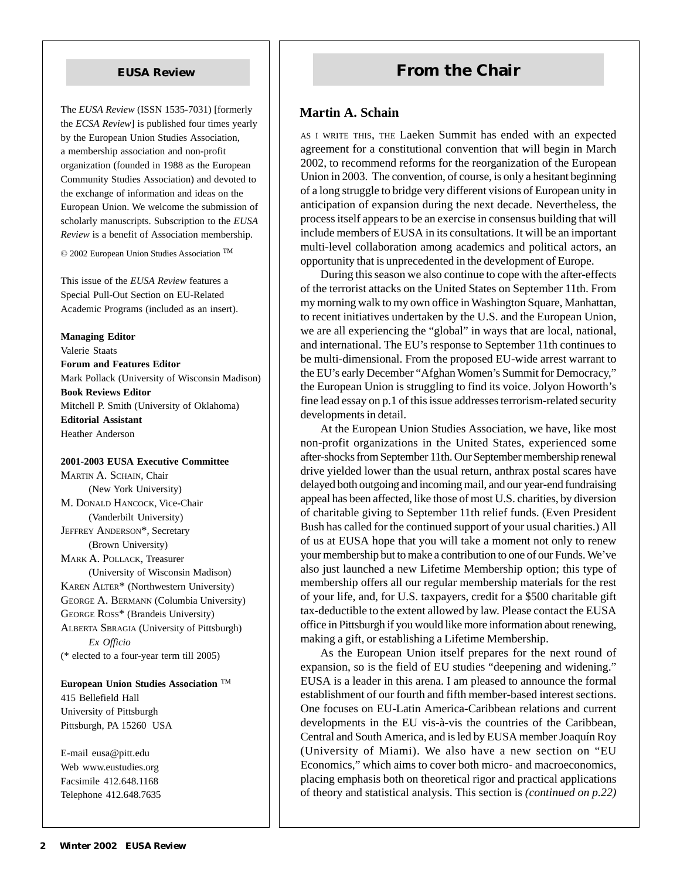## EUSA Review

The *EUSA Review* (ISSN 1535-7031) [formerly the *ECSA Review*] is published four times yearly by the European Union Studies Association, a membership association and non-profit organization (founded in 1988 as the European Community Studies Association) and devoted to the exchange of information and ideas on the European Union. We welcome the submission of scholarly manuscripts. Subscription to the *EUSA Review* is a benefit of Association membership.

© 2002 European Union Studies Association ™

This issue of the *EUSA Review* features a Special Pull-Out Section on EU-Related Academic Programs (included as an insert).

**Managing Editor**
Valerie Staats

**Forum and Features Editor**
Mark Pollack (University of Wisconsin Madison)

**Book Reviews Editor**
Mitchell P. Smith (University of Oklahoma)

**Editorial Assistant**
Heather Anderson

**2001-2003 EUSA Executive Committee**

MARTIN A. SCHAIN, Chair
(New York University)
M. DONALD HANCOCK, Vice-Chair
(Vanderbilt University)
JEFFREY ANDERSON*, Secretary
(Brown University)
MARK A. POLLACK, Treasurer
(University of Wisconsin Madison)
KAREN ALTER* (Northwestern University)
GEORGE A. BERMANN (Columbia University)
GEORGE ROSS* (Brandeis University)
ALBERTA SBRAGIA (University of Pittsburgh)
*Ex Officio*
(* elected to a four-year term till 2005)

**European Union Studies Association** ™
415 Bellefield Hall
University of Pittsburgh
Pittsburgh, PA 15260 USA

E-mail eusa@pitt.edu
Web www.eustudies.org
Facsimile 412.648.1168
Telephone 412.648.7635

# From the Chair

### Martin A. Schain

AS I WRITE THIS, THE Laeken Summit has ended with an expected agreement for a constitutional convention that will begin in March 2002, to recommend reforms for the reorganization of the European Union in 2003. The convention, of course, is only a hesitant beginning of a long struggle to bridge very different visions of European unity in anticipation of expansion during the next decade. Nevertheless, the process itself appears to be an exercise in consensus building that will include members of EUSA in its consultations. It will be an important multi-level collaboration among academics and political actors, an opportunity that is unprecedented in the development of Europe.

During this season we also continue to cope with the after-effects of the terrorist attacks on the United States on September 11th. From my morning walk to my own office in Washington Square, Manhattan, to recent initiatives undertaken by the U.S. and the European Union, we are all experiencing the "global" in ways that are local, national, and international. The EU's response to September 11th continues to be multi-dimensional. From the proposed EU-wide arrest warrant to the EU's early December "Afghan Women's Summit for Democracy," the European Union is struggling to find its voice. Jolyon Howorth's fine lead essay on p.1 of this issue addresses terrorism-related security developments in detail.

At the European Union Studies Association, we have, like most non-profit organizations in the United States, experienced some after-shocks from September 11th. Our September membership renewal drive yielded lower than the usual return, anthrax postal scares have delayed both outgoing and incoming mail, and our year-end fundraising appeal has been affected, like those of most U.S. charities, by diversion of charitable giving to September 11th relief funds. (Even President Bush has called for the continued support of your usual charities.) All of us at EUSA hope that you will take a moment not only to renew your membership but to make a contribution to one of our Funds. We've also just launched a new Lifetime Membership option; this type of membership offers all our regular membership materials for the rest of your life, and, for U.S. taxpayers, credit for a $500 charitable gift tax-deductible to the extent allowed by law. Please contact the EUSA office in Pittsburgh if you would like more information about renewing, making a gift, or establishing a Lifetime Membership.

As the European Union itself prepares for the next round of expansion, so is the field of EU studies "deepening and widening." EUSA is a leader in this arena. I am pleased to announce the formal establishment of our fourth and fifth member-based interest sections. One focuses on EU-Latin America-Caribbean relations and current developments in the EU vis-à-vis the countries of the Caribbean, Central and South America, and is led by EUSA member Joaquín Roy (University of Miami). We also have a new section on "EU Economics," which aims to cover both micro- and macroeconomics, placing emphasis both on theoretical rigor and practical applications of theory and statistical analysis. This section is *(continued on p.22)*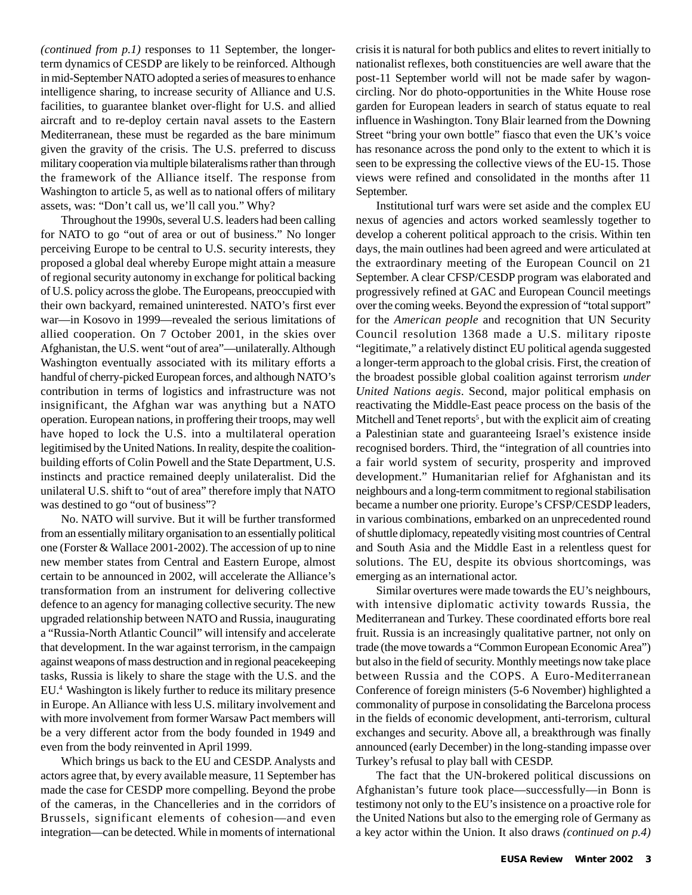*(continued from p.1)* responses to 11 September, the longer-term dynamics of CESDP are likely to be reinforced. Although in mid-September NATO adopted a series of measures to enhance intelligence sharing, to increase security of Alliance and U.S. facilities, to guarantee blanket over-flight for U.S. and allied aircraft and to re-deploy certain naval assets to the Eastern Mediterranean, these must be regarded as the bare minimum given the gravity of the crisis. The U.S. preferred to discuss military cooperation via multiple bilateralisms rather than through the framework of the Alliance itself. The response from Washington to article 5, as well as to national offers of military assets, was: "Don't call us, we'll call you." Why?

Throughout the 1990s, several U.S. leaders had been calling for NATO to go "out of area or out of business." No longer perceiving Europe to be central to U.S. security interests, they proposed a global deal whereby Europe might attain a measure of regional security autonomy in exchange for political backing of U.S. policy across the globe. The Europeans, preoccupied with their own backyard, remained uninterested. NATO's first ever war—in Kosovo in 1999—revealed the serious limitations of allied cooperation. On 7 October 2001, in the skies over Afghanistan, the U.S. went "out of area"—unilaterally. Although Washington eventually associated with its military efforts a handful of cherry-picked European forces, and although NATO's contribution in terms of logistics and infrastructure was not insignificant, the Afghan war was anything but a NATO operation. European nations, in proffering their troops, may well have hoped to lock the U.S. into a multilateral operation legitimised by the United Nations. In reality, despite the coalition-building efforts of Colin Powell and the State Department, U.S. instincts and practice remained deeply unilateralist. Did the unilateral U.S. shift to "out of area" therefore imply that NATO was destined to go "out of business"?

No. NATO will survive. But it will be further transformed from an essentially military organisation to an essentially political one (Forster & Wallace 2001-2002). The accession of up to nine new member states from Central and Eastern Europe, almost certain to be announced in 2002, will accelerate the Alliance's transformation from an instrument for delivering collective defence to an agency for managing collective security. The new upgraded relationship between NATO and Russia, inaugurating a "Russia-North Atlantic Council" will intensify and accelerate that development. In the war against terrorism, in the campaign against weapons of mass destruction and in regional peacekeeping tasks, Russia is likely to share the stage with the U.S. and the EU.[4] Washington is likely further to reduce its military presence in Europe. An Alliance with less U.S. military involvement and with more involvement from former Warsaw Pact members will be a very different actor from the body founded in 1949 and even from the body reinvented in April 1999.

Which brings us back to the EU and CESDP. Analysts and actors agree that, by every available measure, 11 September has made the case for CESDP more compelling. Beyond the probe of the cameras, in the Chancelleries and in the corridors of Brussels, significant elements of cohesion—and even integration—can be detected. While in moments of international crisis it is natural for both publics and elites to revert initially to nationalist reflexes, both constituencies are well aware that the post-11 September world will not be made safer by wagon-circling. Nor do photo-opportunities in the White House rose garden for European leaders in search of status equate to real influence in Washington. Tony Blair learned from the Downing Street "bring your own bottle" fiasco that even the UK's voice has resonance across the pond only to the extent to which it is seen to be expressing the collective views of the EU-15. Those views were refined and consolidated in the months after 11 September.

Institutional turf wars were set aside and the complex EU nexus of agencies and actors worked seamlessly together to develop a coherent political approach to the crisis. Within ten days, the main outlines had been agreed and were articulated at the extraordinary meeting of the European Council on 21 September. A clear CFSP/CESDP program was elaborated and progressively refined at GAC and European Council meetings over the coming weeks. Beyond the expression of "total support" for the *American people* and recognition that UN Security Council resolution 1368 made a U.S. military riposte "legitimate," a relatively distinct EU political agenda suggested a longer-term approach to the global crisis. First, the creation of the broadest possible global coalition against terrorism *under United Nations aegis*. Second, major political emphasis on reactivating the Middle-East peace process on the basis of the Mitchell and Tenet reports[5], but with the explicit aim of creating a Palestinian state and guaranteeing Israel's existence inside recognised borders. Third, the "integration of all countries into a fair world system of security, prosperity and improved development." Humanitarian relief for Afghanistan and its neighbours and a long-term commitment to regional stabilisation became a number one priority. Europe's CFSP/CESDP leaders, in various combinations, embarked on an unprecedented round of shuttle diplomacy, repeatedly visiting most countries of Central and South Asia and the Middle East in a relentless quest for solutions. The EU, despite its obvious shortcomings, was emerging as an international actor.

Similar overtures were made towards the EU's neighbours, with intensive diplomatic activity towards Russia, the Mediterranean and Turkey. These coordinated efforts bore real fruit. Russia is an increasingly qualitative partner, not only on trade (the move towards a "Common European Economic Area") but also in the field of security. Monthly meetings now take place between Russia and the COPS. A Euro-Mediterranean Conference of foreign ministers (5-6 November) highlighted a commonality of purpose in consolidating the Barcelona process in the fields of economic development, anti-terrorism, cultural exchanges and security. Above all, a breakthrough was finally announced (early December) in the long-standing impasse over Turkey's refusal to play ball with CESDP.

The fact that the UN-brokered political discussions on Afghanistan's future took place—successfully—in Bonn is testimony not only to the EU's insistence on a proactive role for the United Nations but also to the emerging role of Germany as a key actor within the Union. It also draws *(continued on p.4)*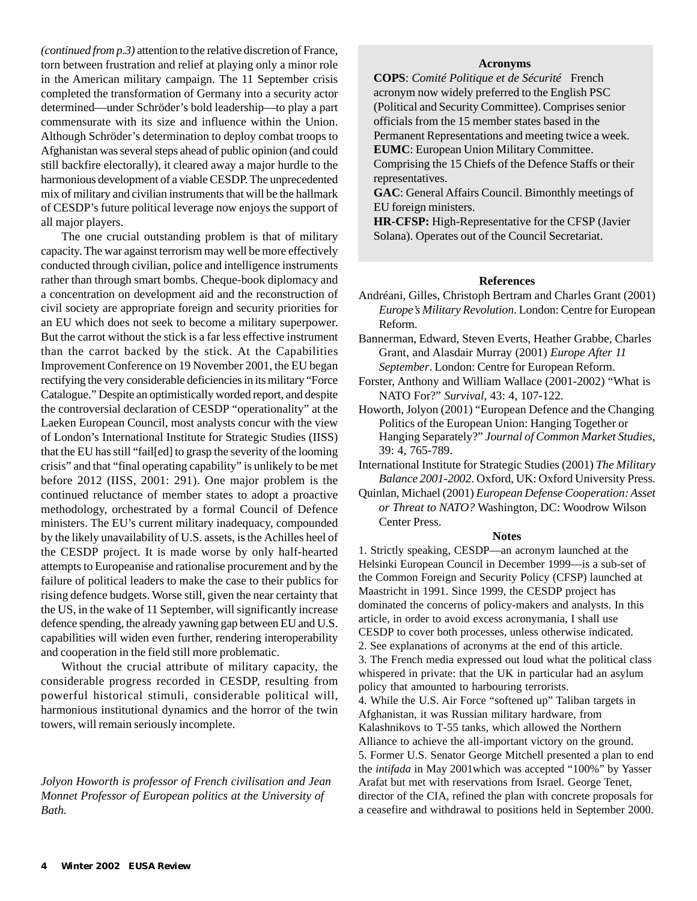*(continued from p.3)* attention to the relative discretion of France, torn between frustration and relief at playing only a minor role in the American military campaign. The 11 September crisis completed the transformation of Germany into a security actor determined—under Schröder's bold leadership—to play a part commensurate with its size and influence within the Union. Although Schröder's determination to deploy combat troops to Afghanistan was several steps ahead of public opinion (and could still backfire electorally), it cleared away a major hurdle to the harmonious development of a viable CESDP. The unprecedented mix of military and civilian instruments that will be the hallmark of CESDP's future political leverage now enjoys the support of all major players.

The one crucial outstanding problem is that of military capacity. The war against terrorism may well be more effectively conducted through civilian, police and intelligence instruments rather than through smart bombs. Cheque-book diplomacy and a concentration on development aid and the reconstruction of civil society are appropriate foreign and security priorities for an EU which does not seek to become a military superpower. But the carrot without the stick is a far less effective instrument than the carrot backed by the stick. At the Capabilities Improvement Conference on 19 November 2001, the EU began rectifying the very considerable deficiencies in its military "Force Catalogue." Despite an optimistically worded report, and despite the controversial declaration of CESDP "operationality" at the Laeken European Council, most analysts concur with the view of London's International Institute for Strategic Studies (IISS) that the EU has still "fail[ed] to grasp the severity of the looming crisis" and that "final operating capability" is unlikely to be met before 2012 (IISS, 2001: 291). One major problem is the continued reluctance of member states to adopt a proactive methodology, orchestrated by a formal Council of Defence ministers. The EU's current military inadequacy, compounded by the likely unavailability of U.S. assets, is the Achilles heel of the CESDP project. It is made worse by only half-hearted attempts to Europeanise and rationalise procurement and by the failure of political leaders to make the case to their publics for rising defence budgets. Worse still, given the near certainty that the US, in the wake of 11 September, will significantly increase defence spending, the already yawning gap between EU and U.S. capabilities will widen even further, rendering interoperability and cooperation in the field still more problematic.

Without the crucial attribute of military capacity, the considerable progress recorded in CESDP, resulting from powerful historical stimuli, considerable political will, harmonious institutional dynamics and the horror of the twin towers, will remain seriously incomplete.

*Jolyon Howorth is professor of French civilisation and Jean Monnet Professor of European politics at the University of Bath.*

### Acronyms

**COPS**: *Comité Politique et de Sécurité* French acronym now widely preferred to the English PSC (Political and Security Committee). Comprises senior officials from the 15 member states based in the Permanent Representations and meeting twice a week.

**EUMC**: European Union Military Committee. Comprising the 15 Chiefs of the Defence Staffs or their representatives.

**GAC**: General Affairs Council. Bimonthly meetings of EU foreign ministers.

**HR-CFSP:** High-Representative for the CFSP (Javier Solana). Operates out of the Council Secretariat.

### References

Andréani, Gilles, Christoph Bertram and Charles Grant (2001) *Europe's Military Revolution*. London: Centre for European Reform.

Bannerman, Edward, Steven Everts, Heather Grabbe, Charles Grant, and Alasdair Murray (2001) *Europe After 11 September*. London: Centre for European Reform.

Forster, Anthony and William Wallace (2001-2002) "What is NATO For?" *Survival*, 43: 4, 107-122.

Howorth, Jolyon (2001) "European Defence and the Changing Politics of the European Union: Hanging Together or Hanging Separately?" *Journal of Common Market Studies*, 39: 4, 765-789.

International Institute for Strategic Studies (2001) *The Military Balance 2001-2002*. Oxford, UK: Oxford University Press.

Quinlan, Michael (2001) *European Defense Cooperation: Asset or Threat to NATO?* Washington, DC: Woodrow Wilson Center Press.

### Notes

1. Strictly speaking, CESDP—an acronym launched at the Helsinki European Council in December 1999—is a sub-set of the Common Foreign and Security Policy (CFSP) launched at Maastricht in 1991. Since 1999, the CESDP project has dominated the concerns of policy-makers and analysts. In this article, in order to avoid excess acronymania, I shall use CESDP to cover both processes, unless otherwise indicated.

2. See explanations of acronyms at the end of this article.

3. The French media expressed out loud what the political class whispered in private: that the UK in particular had an asylum policy that amounted to harbouring terrorists.

4. While the U.S. Air Force "softened up" Taliban targets in Afghanistan, it was Russian military hardware, from Kalashnikovs to T-55 tanks, which allowed the Northern Alliance to achieve the all-important victory on the ground.

5. Former U.S. Senator George Mitchell presented a plan to end the *intifada* in May 2001which was accepted "100%" by Yasser Arafat but met with reservations from Israel. George Tenet, director of the CIA, refined the plan with concrete proposals for a ceasefire and withdrawal to positions held in September 2000.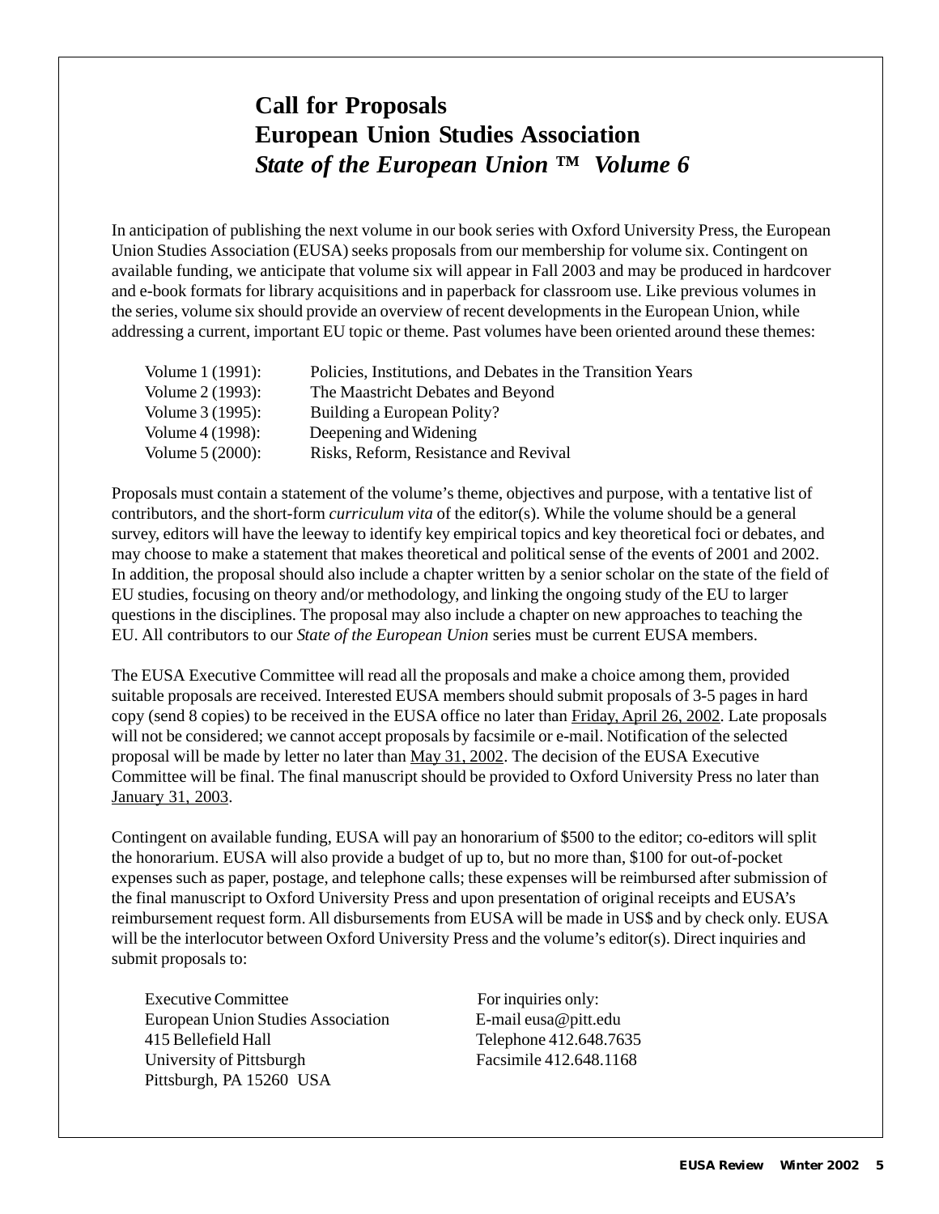# Call for Proposals
# European Union Studies Association
# *State of the European Union ™ Volume 6*

In anticipation of publishing the next volume in our book series with Oxford University Press, the European Union Studies Association (EUSA) seeks proposals from our membership for volume six. Contingent on available funding, we anticipate that volume six will appear in Fall 2003 and may be produced in hardcover and e-book formats for library acquisitions and in paperback for classroom use. Like previous volumes in the series, volume six should provide an overview of recent developments in the European Union, while addressing a current, important EU topic or theme. Past volumes have been oriented around these themes:

| | |
|---|---|
| Volume 1 (1991): | Policies, Institutions, and Debates in the Transition Years |
| Volume 2 (1993): | The Maastricht Debates and Beyond |
| Volume 3 (1995): | Building a European Polity? |
| Volume 4 (1998): | Deepening and Widening |
| Volume 5 (2000): | Risks, Reform, Resistance and Revival |

Proposals must contain a statement of the volume's theme, objectives and purpose, with a tentative list of contributors, and the short-form *curriculum vita* of the editor(s). While the volume should be a general survey, editors will have the leeway to identify key empirical topics and key theoretical foci or debates, and may choose to make a statement that makes theoretical and political sense of the events of 2001 and 2002. In addition, the proposal should also include a chapter written by a senior scholar on the state of the field of EU studies, focusing on theory and/or methodology, and linking the ongoing study of the EU to larger questions in the disciplines. The proposal may also include a chapter on new approaches to teaching the EU. All contributors to our *State of the European Union* series must be current EUSA members.

The EUSA Executive Committee will read all the proposals and make a choice among them, provided suitable proposals are received. Interested EUSA members should submit proposals of 3-5 pages in hard copy (send 8 copies) to be received in the EUSA office no later than Friday, April 26, 2002. Late proposals will not be considered; we cannot accept proposals by facsimile or e-mail. Notification of the selected proposal will be made by letter no later than May 31, 2002. The decision of the EUSA Executive Committee will be final. The final manuscript should be provided to Oxford University Press no later than January 31, 2003.

Contingent on available funding, EUSA will pay an honorarium of $500 to the editor; co-editors will split the honorarium. EUSA will also provide a budget of up to, but no more than, $100 for out-of-pocket expenses such as paper, postage, and telephone calls; these expenses will be reimbursed after submission of the final manuscript to Oxford University Press and upon presentation of original receipts and EUSA's reimbursement request form. All disbursements from EUSA will be made in US$ and by check only. EUSA will be the interlocutor between Oxford University Press and the volume's editor(s). Direct inquiries and submit proposals to:

Executive Committee
European Union Studies Association
415 Bellefield Hall
University of Pittsburgh
Pittsburgh, PA 15260 USA

For inquiries only:
E-mail eusa@pitt.edu
Telephone 412.648.7635
Facsimile 412.648.1168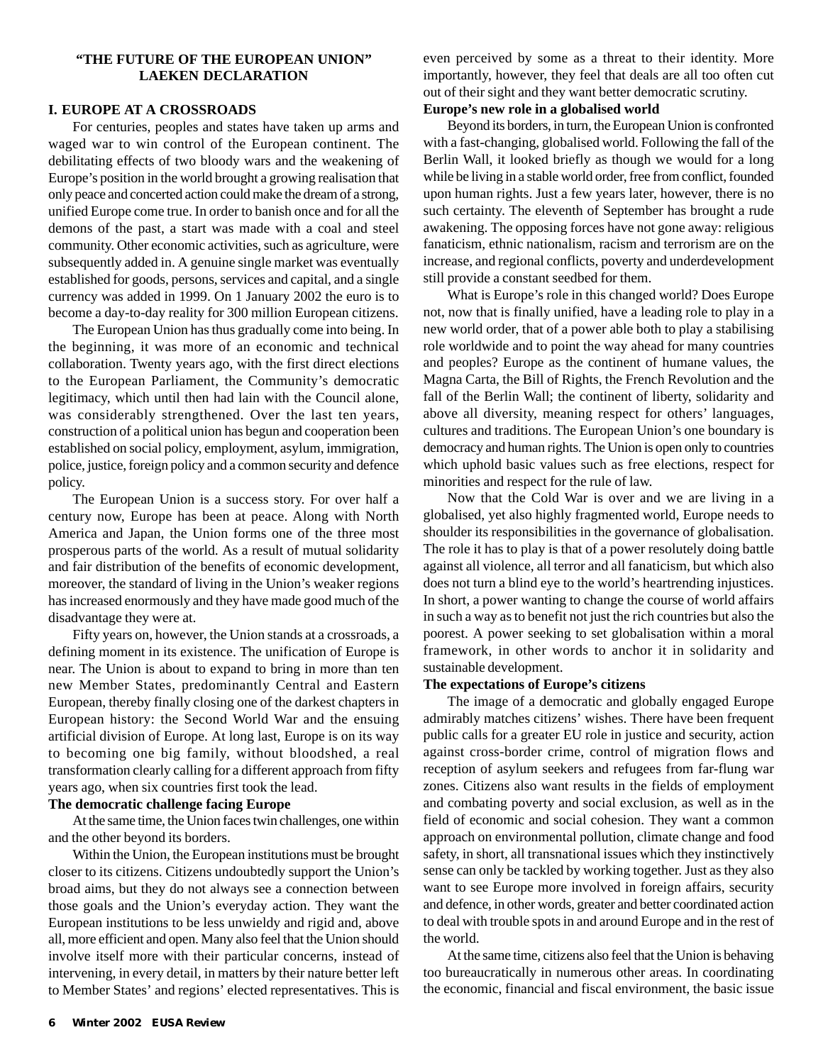## "THE FUTURE OF THE EUROPEAN UNION" LAEKEN DECLARATION

### I. EUROPE AT A CROSSROADS

For centuries, peoples and states have taken up arms and waged war to win control of the European continent. The debilitating effects of two bloody wars and the weakening of Europe's position in the world brought a growing realisation that only peace and concerted action could make the dream of a strong, unified Europe come true. In order to banish once and for all the demons of the past, a start was made with a coal and steel community. Other economic activities, such as agriculture, were subsequently added in. A genuine single market was eventually established for goods, persons, services and capital, and a single currency was added in 1999. On 1 January 2002 the euro is to become a day-to-day reality for 300 million European citizens.

The European Union has thus gradually come into being. In the beginning, it was more of an economic and technical collaboration. Twenty years ago, with the first direct elections to the European Parliament, the Community's democratic legitimacy, which until then had lain with the Council alone, was considerably strengthened. Over the last ten years, construction of a political union has begun and cooperation been established on social policy, employment, asylum, immigration, police, justice, foreign policy and a common security and defence policy.

The European Union is a success story. For over half a century now, Europe has been at peace. Along with North America and Japan, the Union forms one of the three most prosperous parts of the world. As a result of mutual solidarity and fair distribution of the benefits of economic development, moreover, the standard of living in the Union's weaker regions has increased enormously and they have made good much of the disadvantage they were at.

Fifty years on, however, the Union stands at a crossroads, a defining moment in its existence. The unification of Europe is near. The Union is about to expand to bring in more than ten new Member States, predominantly Central and Eastern European, thereby finally closing one of the darkest chapters in European history: the Second World War and the ensuing artificial division of Europe. At long last, Europe is on its way to becoming one big family, without bloodshed, a real transformation clearly calling for a different approach from fifty years ago, when six countries first took the lead.

**The democratic challenge facing Europe**

At the same time, the Union faces twin challenges, one within and the other beyond its borders.

Within the Union, the European institutions must be brought closer to its citizens. Citizens undoubtedly support the Union's broad aims, but they do not always see a connection between those goals and the Union's everyday action. They want the European institutions to be less unwieldy and rigid and, above all, more efficient and open. Many also feel that the Union should involve itself more with their particular concerns, instead of intervening, in every detail, in matters by their nature better left to Member States' and regions' elected representatives. This is even perceived by some as a threat to their identity. More importantly, however, they feel that deals are all too often cut out of their sight and they want better democratic scrutiny.

**Europe's new role in a globalised world**

Beyond its borders, in turn, the European Union is confronted with a fast-changing, globalised world. Following the fall of the Berlin Wall, it looked briefly as though we would for a long while be living in a stable world order, free from conflict, founded upon human rights. Just a few years later, however, there is no such certainty. The eleventh of September has brought a rude awakening. The opposing forces have not gone away: religious fanaticism, ethnic nationalism, racism and terrorism are on the increase, and regional conflicts, poverty and underdevelopment still provide a constant seedbed for them.

What is Europe's role in this changed world? Does Europe not, now that is finally unified, have a leading role to play in a new world order, that of a power able both to play a stabilising role worldwide and to point the way ahead for many countries and peoples? Europe as the continent of humane values, the Magna Carta, the Bill of Rights, the French Revolution and the fall of the Berlin Wall; the continent of liberty, solidarity and above all diversity, meaning respect for others' languages, cultures and traditions. The European Union's one boundary is democracy and human rights. The Union is open only to countries which uphold basic values such as free elections, respect for minorities and respect for the rule of law.

Now that the Cold War is over and we are living in a globalised, yet also highly fragmented world, Europe needs to shoulder its responsibilities in the governance of globalisation. The role it has to play is that of a power resolutely doing battle against all violence, all terror and all fanaticism, but which also does not turn a blind eye to the world's heartrending injustices. In short, a power wanting to change the course of world affairs in such a way as to benefit not just the rich countries but also the poorest. A power seeking to set globalisation within a moral framework, in other words to anchor it in solidarity and sustainable development.

**The expectations of Europe's citizens**

The image of a democratic and globally engaged Europe admirably matches citizens' wishes. There have been frequent public calls for a greater EU role in justice and security, action against cross-border crime, control of migration flows and reception of asylum seekers and refugees from far-flung war zones. Citizens also want results in the fields of employment and combating poverty and social exclusion, as well as in the field of economic and social cohesion. They want a common approach on environmental pollution, climate change and food safety, in short, all transnational issues which they instinctively sense can only be tackled by working together. Just as they also want to see Europe more involved in foreign affairs, security and defence, in other words, greater and better coordinated action to deal with trouble spots in and around Europe and in the rest of the world.

At the same time, citizens also feel that the Union is behaving too bureaucratically in numerous other areas. In coordinating the economic, financial and fiscal environment, the basic issue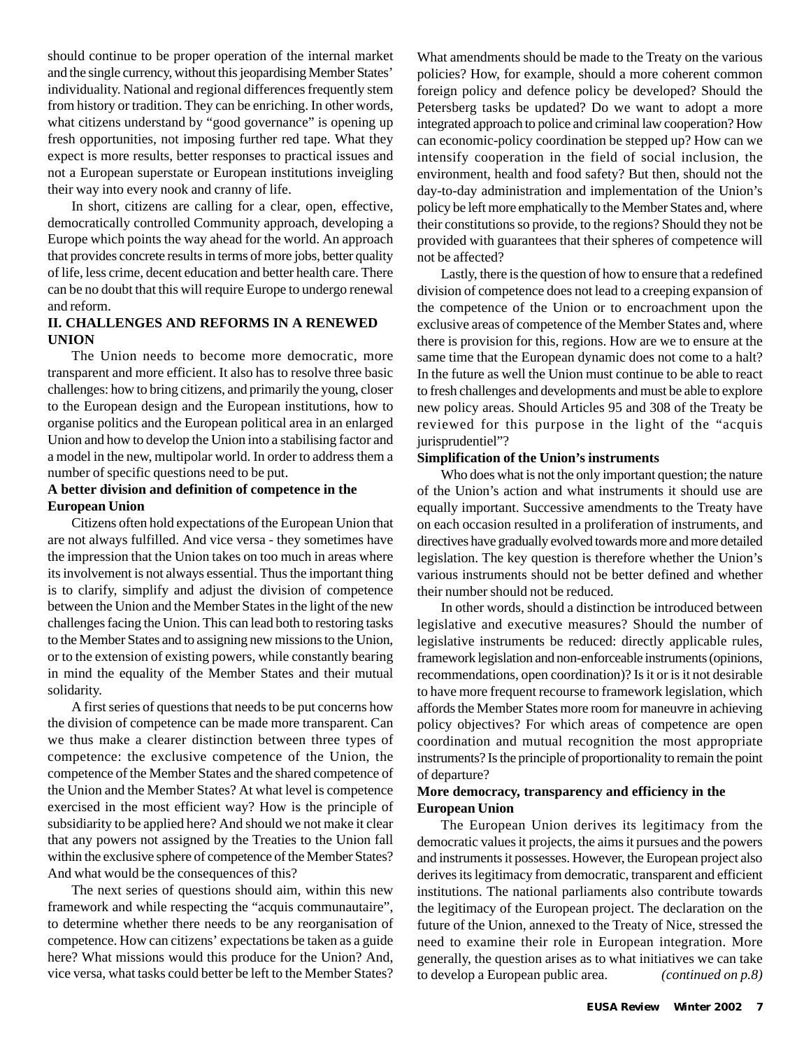should continue to be proper operation of the internal market and the single currency, without this jeopardising Member States' individuality. National and regional differences frequently stem from history or tradition. They can be enriching. In other words, what citizens understand by "good governance" is opening up fresh opportunities, not imposing further red tape. What they expect is more results, better responses to practical issues and not a European superstate or European institutions inveigling their way into every nook and cranny of life.

In short, citizens are calling for a clear, open, effective, democratically controlled Community approach, developing a Europe which points the way ahead for the world. An approach that provides concrete results in terms of more jobs, better quality of life, less crime, decent education and better health care. There can be no doubt that this will require Europe to undergo renewal and reform.

## II. CHALLENGES AND REFORMS IN A RENEWED UNION

The Union needs to become more democratic, more transparent and more efficient. It also has to resolve three basic challenges: how to bring citizens, and primarily the young, closer to the European design and the European institutions, how to organise politics and the European political area in an enlarged Union and how to develop the Union into a stabilising factor and a model in the new, multipolar world. In order to address them a number of specific questions need to be put.

### A better division and definition of competence in the European Union

Citizens often hold expectations of the European Union that are not always fulfilled. And vice versa - they sometimes have the impression that the Union takes on too much in areas where its involvement is not always essential. Thus the important thing is to clarify, simplify and adjust the division of competence between the Union and the Member States in the light of the new challenges facing the Union. This can lead both to restoring tasks to the Member States and to assigning new missions to the Union, or to the extension of existing powers, while constantly bearing in mind the equality of the Member States and their mutual solidarity.

A first series of questions that needs to be put concerns how the division of competence can be made more transparent. Can we thus make a clearer distinction between three types of competence: the exclusive competence of the Union, the competence of the Member States and the shared competence of the Union and the Member States? At what level is competence exercised in the most efficient way? How is the principle of subsidiarity to be applied here? And should we not make it clear that any powers not assigned by the Treaties to the Union fall within the exclusive sphere of competence of the Member States? And what would be the consequences of this?

The next series of questions should aim, within this new framework and while respecting the "acquis communautaire", to determine whether there needs to be any reorganisation of competence. How can citizens' expectations be taken as a guide here? What missions would this produce for the Union? And, vice versa, what tasks could better be left to the Member States? What amendments should be made to the Treaty on the various policies? How, for example, should a more coherent common foreign policy and defence policy be developed? Should the Petersberg tasks be updated? Do we want to adopt a more integrated approach to police and criminal law cooperation? How can economic-policy coordination be stepped up? How can we intensify cooperation in the field of social inclusion, the environment, health and food safety? But then, should not the day-to-day administration and implementation of the Union's policy be left more emphatically to the Member States and, where their constitutions so provide, to the regions? Should they not be provided with guarantees that their spheres of competence will not be affected?

Lastly, there is the question of how to ensure that a redefined division of competence does not lead to a creeping expansion of the competence of the Union or to encroachment upon the exclusive areas of competence of the Member States and, where there is provision for this, regions. How are we to ensure at the same time that the European dynamic does not come to a halt? In the future as well the Union must continue to be able to react to fresh challenges and developments and must be able to explore new policy areas. Should Articles 95 and 308 of the Treaty be reviewed for this purpose in the light of the "acquis jurisprudentiel"?

### Simplification of the Union's instruments

Who does what is not the only important question; the nature of the Union's action and what instruments it should use are equally important. Successive amendments to the Treaty have on each occasion resulted in a proliferation of instruments, and directives have gradually evolved towards more and more detailed legislation. The key question is therefore whether the Union's various instruments should not be better defined and whether their number should not be reduced.

In other words, should a distinction be introduced between legislative and executive measures? Should the number of legislative instruments be reduced: directly applicable rules, framework legislation and non-enforceable instruments (opinions, recommendations, open coordination)? Is it or is it not desirable to have more frequent recourse to framework legislation, which affords the Member States more room for maneuvre in achieving policy objectives? For which areas of competence are open coordination and mutual recognition the most appropriate instruments? Is the principle of proportionality to remain the point of departure?

### More democracy, transparency and efficiency in the European Union

The European Union derives its legitimacy from the democratic values it projects, the aims it pursues and the powers and instruments it possesses. However, the European project also derives its legitimacy from democratic, transparent and efficient institutions. The national parliaments also contribute towards the legitimacy of the European project. The declaration on the future of the Union, annexed to the Treaty of Nice, stressed the need to examine their role in European integration. More generally, the question arises as to what initiatives we can take to develop a European public area. *(continued on p.8)*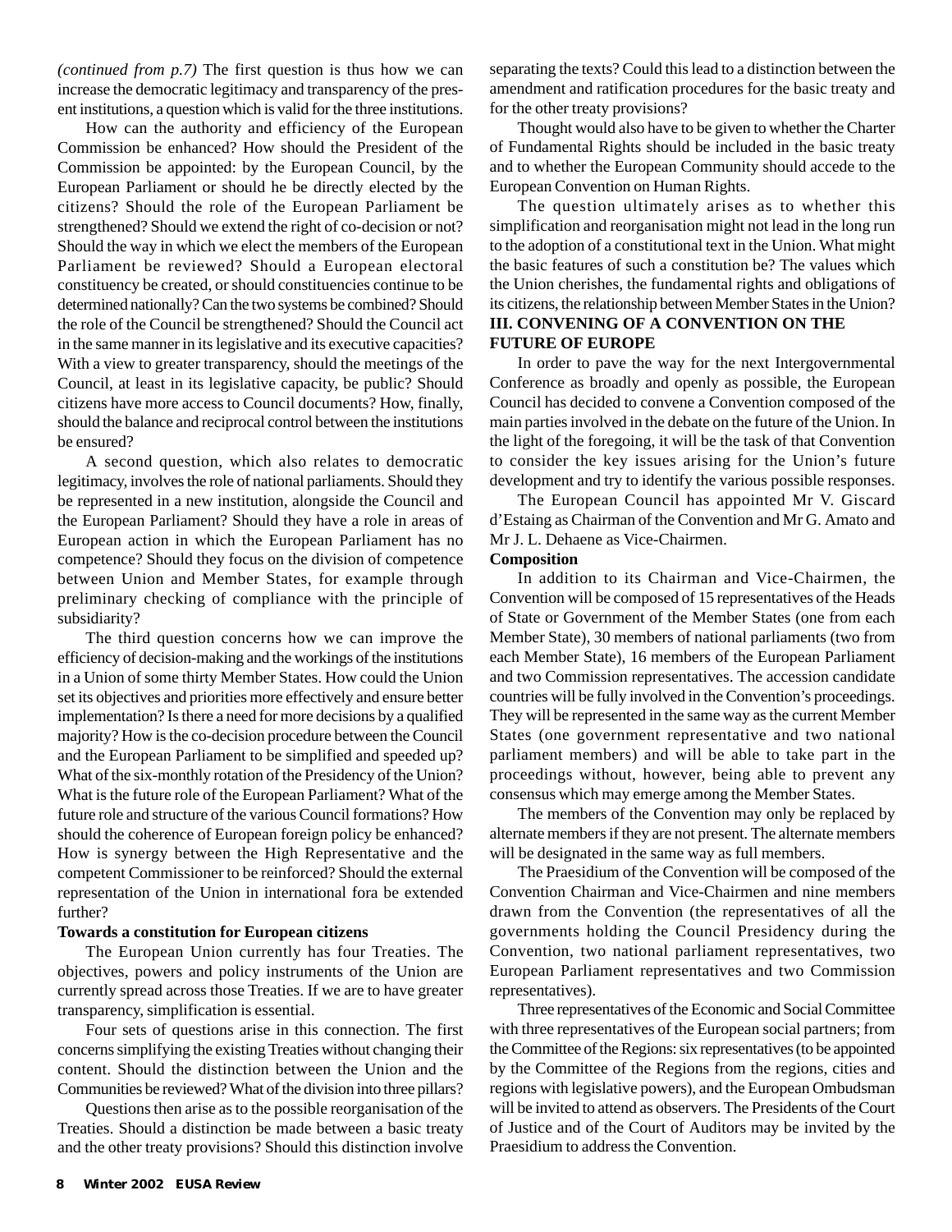*(continued from p.7)* The first question is thus how we can increase the democratic legitimacy and transparency of the present institutions, a question which is valid for the three institutions.

How can the authority and efficiency of the European Commission be enhanced? How should the President of the Commission be appointed: by the European Council, by the European Parliament or should he be directly elected by the citizens? Should the role of the European Parliament be strengthened? Should we extend the right of co-decision or not? Should the way in which we elect the members of the European Parliament be reviewed? Should a European electoral constituency be created, or should constituencies continue to be determined nationally? Can the two systems be combined? Should the role of the Council be strengthened? Should the Council act in the same manner in its legislative and its executive capacities? With a view to greater transparency, should the meetings of the Council, at least in its legislative capacity, be public? Should citizens have more access to Council documents? How, finally, should the balance and reciprocal control between the institutions be ensured?

A second question, which also relates to democratic legitimacy, involves the role of national parliaments. Should they be represented in a new institution, alongside the Council and the European Parliament? Should they have a role in areas of European action in which the European Parliament has no competence? Should they focus on the division of competence between Union and Member States, for example through preliminary checking of compliance with the principle of subsidiarity?

The third question concerns how we can improve the efficiency of decision-making and the workings of the institutions in a Union of some thirty Member States. How could the Union set its objectives and priorities more effectively and ensure better implementation? Is there a need for more decisions by a qualified majority? How is the co-decision procedure between the Council and the European Parliament to be simplified and speeded up? What of the six-monthly rotation of the Presidency of the Union? What is the future role of the European Parliament? What of the future role and structure of the various Council formations? How should the coherence of European foreign policy be enhanced? How is synergy between the High Representative and the competent Commissioner to be reinforced? Should the external representation of the Union in international fora be extended further?

**Towards a constitution for European citizens**

The European Union currently has four Treaties. The objectives, powers and policy instruments of the Union are currently spread across those Treaties. If we are to have greater transparency, simplification is essential.

Four sets of questions arise in this connection. The first concerns simplifying the existing Treaties without changing their content. Should the distinction between the Union and the Communities be reviewed? What of the division into three pillars?

Questions then arise as to the possible reorganisation of the Treaties. Should a distinction be made between a basic treaty and the other treaty provisions? Should this distinction involve separating the texts? Could this lead to a distinction between the amendment and ratification procedures for the basic treaty and for the other treaty provisions?

Thought would also have to be given to whether the Charter of Fundamental Rights should be included in the basic treaty and to whether the European Community should accede to the European Convention on Human Rights.

The question ultimately arises as to whether this simplification and reorganisation might not lead in the long run to the adoption of a constitutional text in the Union. What might the basic features of such a constitution be? The values which the Union cherishes, the fundamental rights and obligations of its citizens, the relationship between Member States in the Union?

**III. CONVENING OF A CONVENTION ON THE FUTURE OF EUROPE**

In order to pave the way for the next Intergovernmental Conference as broadly and openly as possible, the European Council has decided to convene a Convention composed of the main parties involved in the debate on the future of the Union. In the light of the foregoing, it will be the task of that Convention to consider the key issues arising for the Union's future development and try to identify the various possible responses.

The European Council has appointed Mr V. Giscard d'Estaing as Chairman of the Convention and Mr G. Amato and Mr J. L. Dehaene as Vice-Chairmen.

**Composition**

In addition to its Chairman and Vice-Chairmen, the Convention will be composed of 15 representatives of the Heads of State or Government of the Member States (one from each Member State), 30 members of national parliaments (two from each Member State), 16 members of the European Parliament and two Commission representatives. The accession candidate countries will be fully involved in the Convention's proceedings. They will be represented in the same way as the current Member States (one government representative and two national parliament members) and will be able to take part in the proceedings without, however, being able to prevent any consensus which may emerge among the Member States.

The members of the Convention may only be replaced by alternate members if they are not present. The alternate members will be designated in the same way as full members.

The Praesidium of the Convention will be composed of the Convention Chairman and Vice-Chairmen and nine members drawn from the Convention (the representatives of all the governments holding the Council Presidency during the Convention, two national parliament representatives, two European Parliament representatives and two Commission representatives).

Three representatives of the Economic and Social Committee with three representatives of the European social partners; from the Committee of the Regions: six representatives (to be appointed by the Committee of the Regions from the regions, cities and regions with legislative powers), and the European Ombudsman will be invited to attend as observers. The Presidents of the Court of Justice and of the Court of Auditors may be invited by the Praesidium to address the Convention.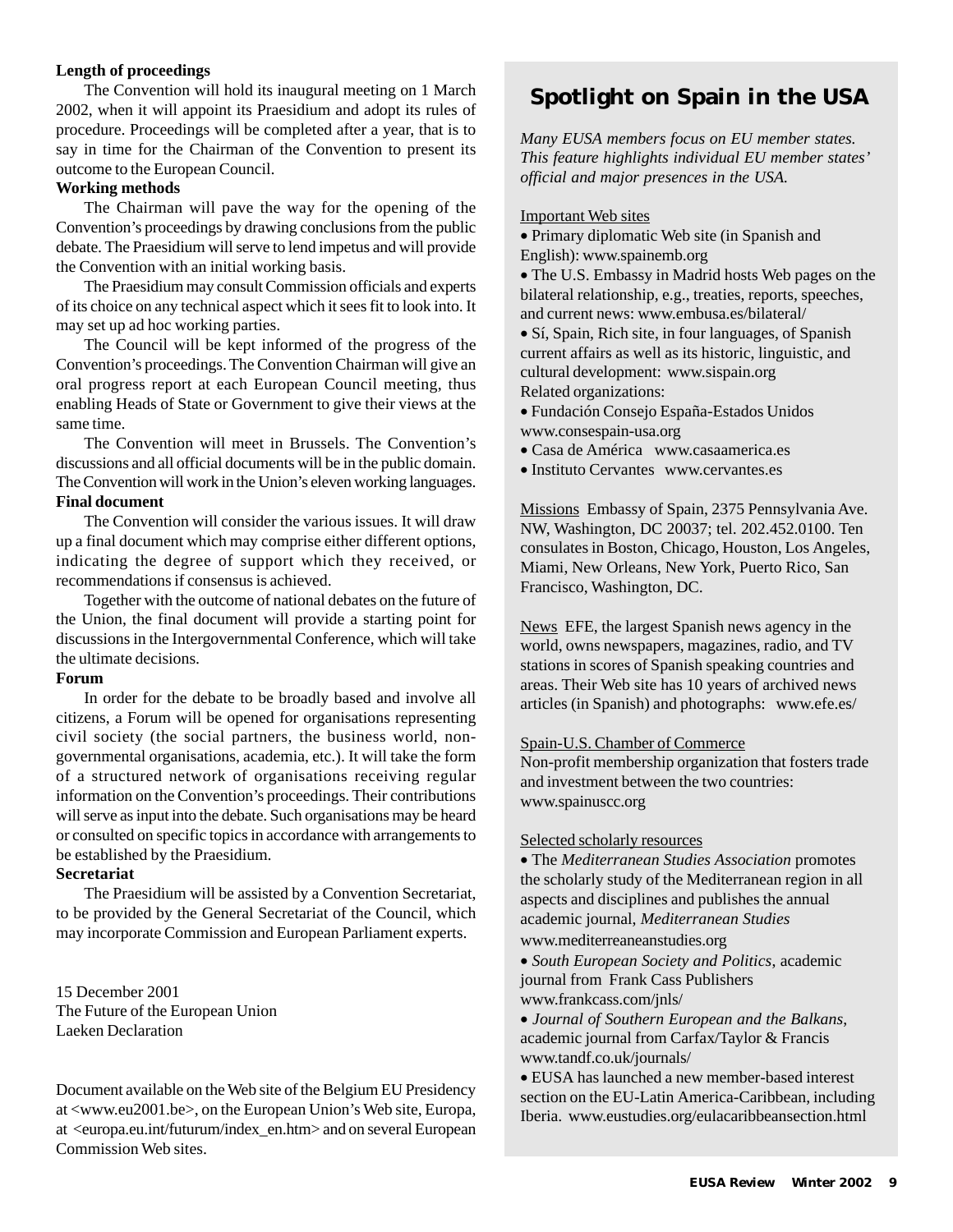**Length of proceedings**

The Convention will hold its inaugural meeting on 1 March 2002, when it will appoint its Praesidium and adopt its rules of procedure. Proceedings will be completed after a year, that is to say in time for the Chairman of the Convention to present its outcome to the European Council.

**Working methods**

The Chairman will pave the way for the opening of the Convention's proceedings by drawing conclusions from the public debate. The Praesidium will serve to lend impetus and will provide the Convention with an initial working basis.

The Praesidium may consult Commission officials and experts of its choice on any technical aspect which it sees fit to look into. It may set up ad hoc working parties.

The Council will be kept informed of the progress of the Convention's proceedings. The Convention Chairman will give an oral progress report at each European Council meeting, thus enabling Heads of State or Government to give their views at the same time.

The Convention will meet in Brussels. The Convention's discussions and all official documents will be in the public domain. The Convention will work in the Union's eleven working languages.

**Final document**

The Convention will consider the various issues. It will draw up a final document which may comprise either different options, indicating the degree of support which they received, or recommendations if consensus is achieved.

Together with the outcome of national debates on the future of the Union, the final document will provide a starting point for discussions in the Intergovernmental Conference, which will take the ultimate decisions.

**Forum**

In order for the debate to be broadly based and involve all citizens, a Forum will be opened for organisations representing civil society (the social partners, the business world, non-governmental organisations, academia, etc.). It will take the form of a structured network of organisations receiving regular information on the Convention's proceedings. Their contributions will serve as input into the debate. Such organisations may be heard or consulted on specific topics in accordance with arrangements to be established by the Praesidium.

**Secretariat**

The Praesidium will be assisted by a Convention Secretariat, to be provided by the General Secretariat of the Council, which may incorporate Commission and European Parliament experts.

15 December 2001
The Future of the European Union
Laeken Declaration

Document available on the Web site of the Belgium EU Presidency at <www.eu2001.be>, on the European Union's Web site, Europa, at <europa.eu.int/futurum/index_en.htm> and on several European Commission Web sites.

## Spotlight on Spain in the USA

*Many EUSA members focus on EU member states. This feature highlights individual EU member states' official and major presences in the USA.*

Important Web sites

- Primary diplomatic Web site (in Spanish and English): www.spainemb.org
- The U.S. Embassy in Madrid hosts Web pages on the bilateral relationship, e.g., treaties, reports, speeches, and current news: www.embusa.es/bilateral/
- Sí, Spain, Rich site, in four languages, of Spanish current affairs as well as its historic, linguistic, and cultural development: www.sispain.org

Related organizations:

- Fundación Consejo España-Estados Unidos www.consespain-usa.org
- Casa de América www.casaamerica.es
- Instituto Cervantes www.cervantes.es

Missions Embassy of Spain, 2375 Pennsylvania Ave. NW, Washington, DC 20037; tel. 202.452.0100. Ten consulates in Boston, Chicago, Houston, Los Angeles, Miami, New Orleans, New York, Puerto Rico, San Francisco, Washington, DC.

News EFE, the largest Spanish news agency in the world, owns newspapers, magazines, radio, and TV stations in scores of Spanish speaking countries and areas. Their Web site has 10 years of archived news articles (in Spanish) and photographs: www.efe.es/

Spain-U.S. Chamber of Commerce
Non-profit membership organization that fosters trade and investment between the two countries: www.spainuscc.org

Selected scholarly resources

- The *Mediterranean Studies Association* promotes the scholarly study of the Mediterranean region in all aspects and disciplines and publishes the annual academic journal, *Mediterranean Studies* www.mediterreaneanstudies.org
- *South European Society and Politics*, academic journal from Frank Cass Publishers www.frankcass.com/jnls/
- *Journal of Southern European and the Balkans*, academic journal from Carfax/Taylor & Francis www.tandf.co.uk/journals/
- EUSA has launched a new member-based interest section on the EU-Latin America-Caribbean, including Iberia. www.eustudies.org/eulacaribbeansection.html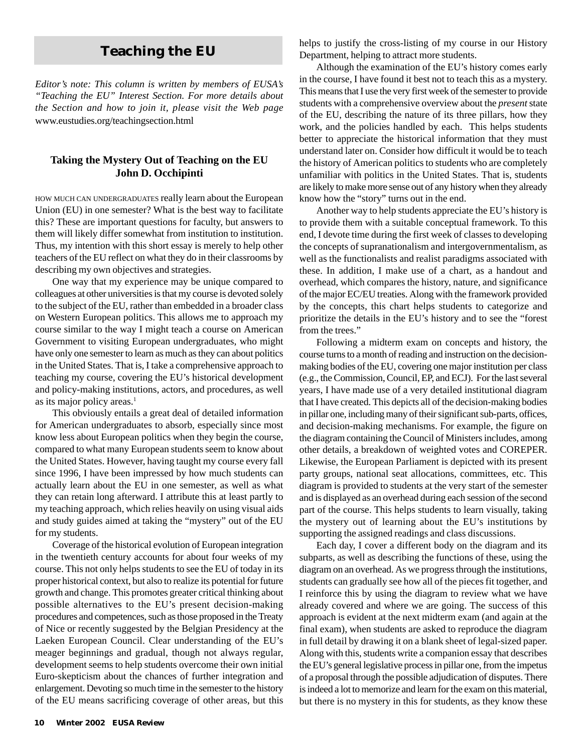## Teaching the EU

*Editor's note: This column is written by members of EUSA's "Teaching the EU" Interest Section. For more details about the Section and how to join it, please visit the Web page* www.eustudies.org/teachingsection.html

### Taking the Mystery Out of Teaching on the EU
**John D. Occhipinti**

HOW MUCH CAN UNDERGRADUATES really learn about the European Union (EU) in one semester? What is the best way to facilitate this? These are important questions for faculty, but answers to them will likely differ somewhat from institution to institution. Thus, my intention with this short essay is merely to help other teachers of the EU reflect on what they do in their classrooms by describing my own objectives and strategies.

One way that my experience may be unique compared to colleagues at other universities is that my course is devoted solely to the subject of the EU, rather than embedded in a broader class on Western European politics. This allows me to approach my course similar to the way I might teach a course on American Government to visiting European undergraduates, who might have only one semester to learn as much as they can about politics in the United States. That is, I take a comprehensive approach to teaching my course, covering the EU's historical development and policy-making institutions, actors, and procedures, as well as its major policy areas.[1]

This obviously entails a great deal of detailed information for American undergraduates to absorb, especially since most know less about European politics when they begin the course, compared to what many European students seem to know about the United States. However, having taught my course every fall since 1996, I have been impressed by how much students can actually learn about the EU in one semester, as well as what they can retain long afterward. I attribute this at least partly to my teaching approach, which relies heavily on using visual aids and study guides aimed at taking the "mystery" out of the EU for my students.

Coverage of the historical evolution of European integration in the twentieth century accounts for about four weeks of my course. This not only helps students to see the EU of today in its proper historical context, but also to realize its potential for future growth and change. This promotes greater critical thinking about possible alternatives to the EU's present decision-making procedures and competences, such as those proposed in the Treaty of Nice or recently suggested by the Belgian Presidency at the Laeken European Council. Clear understanding of the EU's meager beginnings and gradual, though not always regular, development seems to help students overcome their own initial Euro-skepticism about the chances of further integration and enlargement. Devoting so much time in the semester to the history of the EU means sacrificing coverage of other areas, but this helps to justify the cross-listing of my course in our History Department, helping to attract more students.

Although the examination of the EU's history comes early in the course, I have found it best not to teach this as a mystery. This means that I use the very first week of the semester to provide students with a comprehensive overview about the *present* state of the EU, describing the nature of its three pillars, how they work, and the policies handled by each. This helps students better to appreciate the historical information that they must understand later on. Consider how difficult it would be to teach the history of American politics to students who are completely unfamiliar with politics in the United States. That is, students are likely to make more sense out of any history when they already know how the "story" turns out in the end.

Another way to help students appreciate the EU's history is to provide them with a suitable conceptual framework. To this end, I devote time during the first week of classes to developing the concepts of supranationalism and intergovernmentalism, as well as the functionalists and realist paradigms associated with these. In addition, I make use of a chart, as a handout and overhead, which compares the history, nature, and significance of the major EC/EU treaties. Along with the framework provided by the concepts, this chart helps students to categorize and prioritize the details in the EU's history and to see the "forest from the trees."

Following a midterm exam on concepts and history, the course turns to a month of reading and instruction on the decision-making bodies of the EU, covering one major institution per class (e.g., the Commission, Council, EP, and ECJ). For the last several years, I have made use of a very detailed institutional diagram that I have created. This depicts all of the decision-making bodies in pillar one, including many of their significant sub-parts, offices, and decision-making mechanisms. For example, the figure on the diagram containing the Council of Ministers includes, among other details, a breakdown of weighted votes and COREPER. Likewise, the European Parliament is depicted with its present party groups, national seat allocations, committees, etc. This diagram is provided to students at the very start of the semester and is displayed as an overhead during each session of the second part of the course. This helps students to learn visually, taking the mystery out of learning about the EU's institutions by supporting the assigned readings and class discussions.

Each day, I cover a different body on the diagram and its subparts, as well as describing the functions of these, using the diagram on an overhead. As we progress through the institutions, students can gradually see how all of the pieces fit together, and I reinforce this by using the diagram to review what we have already covered and where we are going. The success of this approach is evident at the next midterm exam (and again at the final exam), when students are asked to reproduce the diagram in full detail by drawing it on a blank sheet of legal-sized paper. Along with this, students write a companion essay that describes the EU's general legislative process in pillar one, from the impetus of a proposal through the possible adjudication of disputes. There is indeed a lot to memorize and learn for the exam on this material, but there is no mystery in this for students, as they know these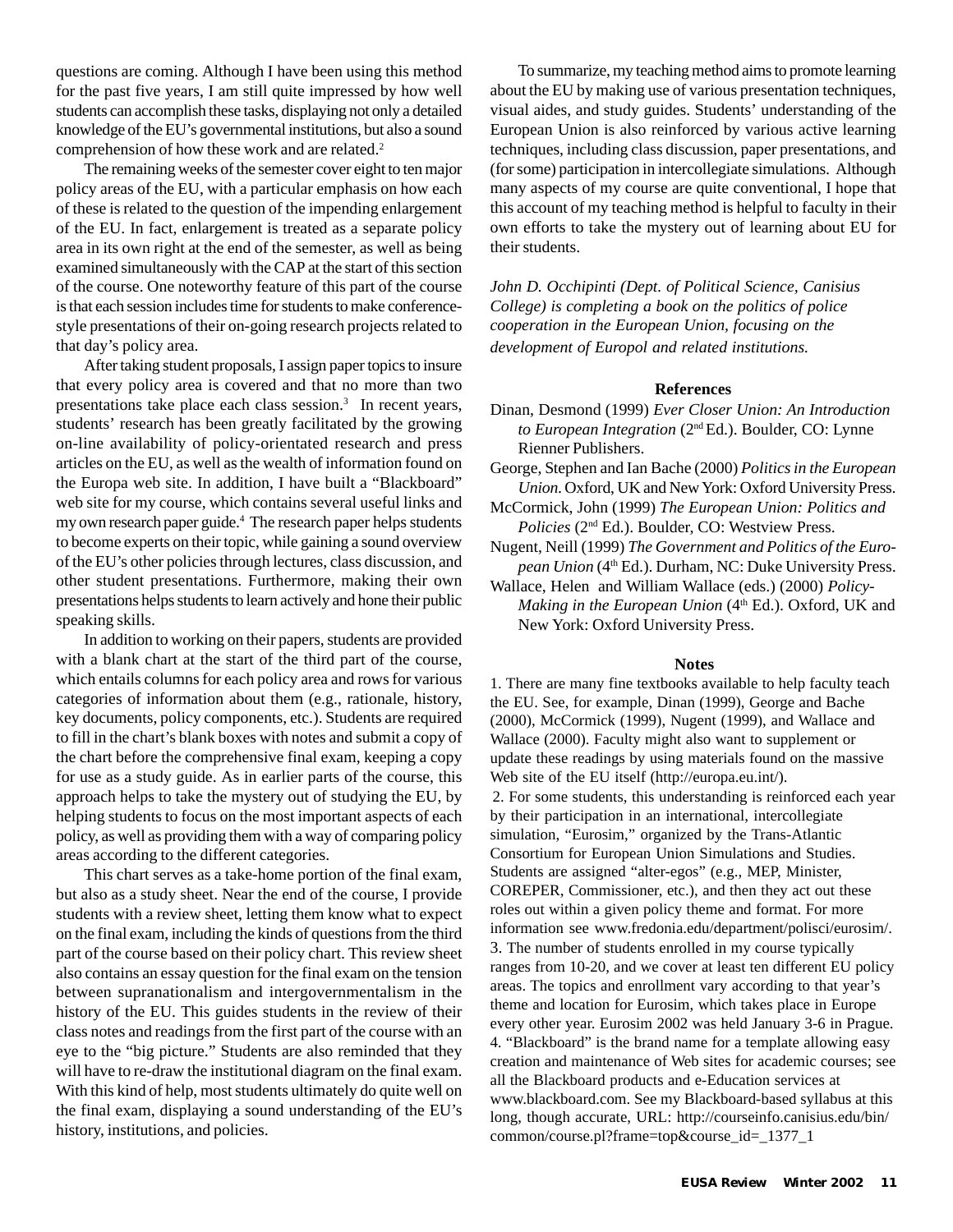questions are coming. Although I have been using this method for the past five years, I am still quite impressed by how well students can accomplish these tasks, displaying not only a detailed knowledge of the EU's governmental institutions, but also a sound comprehension of how these work and are related.[2]

The remaining weeks of the semester cover eight to ten major policy areas of the EU, with a particular emphasis on how each of these is related to the question of the impending enlargement of the EU. In fact, enlargement is treated as a separate policy area in its own right at the end of the semester, as well as being examined simultaneously with the CAP at the start of this section of the course. One noteworthy feature of this part of the course is that each session includes time for students to make conference-style presentations of their on-going research projects related to that day's policy area.

After taking student proposals, I assign paper topics to insure that every policy area is covered and that no more than two presentations take place each class session.[3] In recent years, students' research has been greatly facilitated by the growing on-line availability of policy-orientated research and press articles on the EU, as well as the wealth of information found on the Europa web site. In addition, I have built a "Blackboard" web site for my course, which contains several useful links and my own research paper guide.[4] The research paper helps students to become experts on their topic, while gaining a sound overview of the EU's other policies through lectures, class discussion, and other student presentations. Furthermore, making their own presentations helps students to learn actively and hone their public speaking skills.

In addition to working on their papers, students are provided with a blank chart at the start of the third part of the course, which entails columns for each policy area and rows for various categories of information about them (e.g., rationale, history, key documents, policy components, etc.). Students are required to fill in the chart's blank boxes with notes and submit a copy of the chart before the comprehensive final exam, keeping a copy for use as a study guide. As in earlier parts of the course, this approach helps to take the mystery out of studying the EU, by helping students to focus on the most important aspects of each policy, as well as providing them with a way of comparing policy areas according to the different categories.

This chart serves as a take-home portion of the final exam, but also as a study sheet. Near the end of the course, I provide students with a review sheet, letting them know what to expect on the final exam, including the kinds of questions from the third part of the course based on their policy chart. This review sheet also contains an essay question for the final exam on the tension between supranationalism and intergovernmentalism in the history of the EU. This guides students in the review of their class notes and readings from the first part of the course with an eye to the "big picture." Students are also reminded that they will have to re-draw the institutional diagram on the final exam. With this kind of help, most students ultimately do quite well on the final exam, displaying a sound understanding of the EU's history, institutions, and policies.

To summarize, my teaching method aims to promote learning about the EU by making use of various presentation techniques, visual aides, and study guides. Students' understanding of the European Union is also reinforced by various active learning techniques, including class discussion, paper presentations, and (for some) participation in intercollegiate simulations. Although many aspects of my course are quite conventional, I hope that this account of my teaching method is helpful to faculty in their own efforts to take the mystery out of learning about EU for their students.

*John D. Occhipinti (Dept. of Political Science, Canisius College) is completing a book on the politics of police cooperation in the European Union, focusing on the development of Europol and related institutions.*

### References

Dinan, Desmond (1999) *Ever Closer Union: An Introduction to European Integration* (2nd Ed.). Boulder, CO: Lynne Rienner Publishers.

George, Stephen and Ian Bache (2000) *Politics in the European Union.* Oxford, UK and New York: Oxford University Press.

McCormick, John (1999) *The European Union: Politics and Policies* (2nd Ed.). Boulder, CO: Westview Press.

Nugent, Neill (1999) *The Government and Politics of the European Union* (4th Ed.). Durham, NC: Duke University Press.

Wallace, Helen and William Wallace (eds.) (2000) *Policy-Making in the European Union* (4th Ed.). Oxford, UK and New York: Oxford University Press.

### Notes

1. There are many fine textbooks available to help faculty teach the EU. See, for example, Dinan (1999), George and Bache (2000), McCormick (1999), Nugent (1999), and Wallace and Wallace (2000). Faculty might also want to supplement or update these readings by using materials found on the massive Web site of the EU itself (http://europa.eu.int/).

2. For some students, this understanding is reinforced each year by their participation in an international, intercollegiate simulation, "Eurosim," organized by the Trans-Atlantic Consortium for European Union Simulations and Studies. Students are assigned "alter-egos" (e.g., MEP, Minister, COREPER, Commissioner, etc.), and then they act out these roles out within a given policy theme and format. For more information see www.fredonia.edu/department/polisci/eurosim/.

3. The number of students enrolled in my course typically ranges from 10-20, and we cover at least ten different EU policy areas. The topics and enrollment vary according to that year's theme and location for Eurosim, which takes place in Europe every other year. Eurosim 2002 was held January 3-6 in Prague.

4. "Blackboard" is the brand name for a template allowing easy creation and maintenance of Web sites for academic courses; see all the Blackboard products and e-Education services at www.blackboard.com. See my Blackboard-based syllabus at this long, though accurate, URL: http://courseinfo.canisius.edu/bin/common/course.pl?frame=top&course_id=_1377_1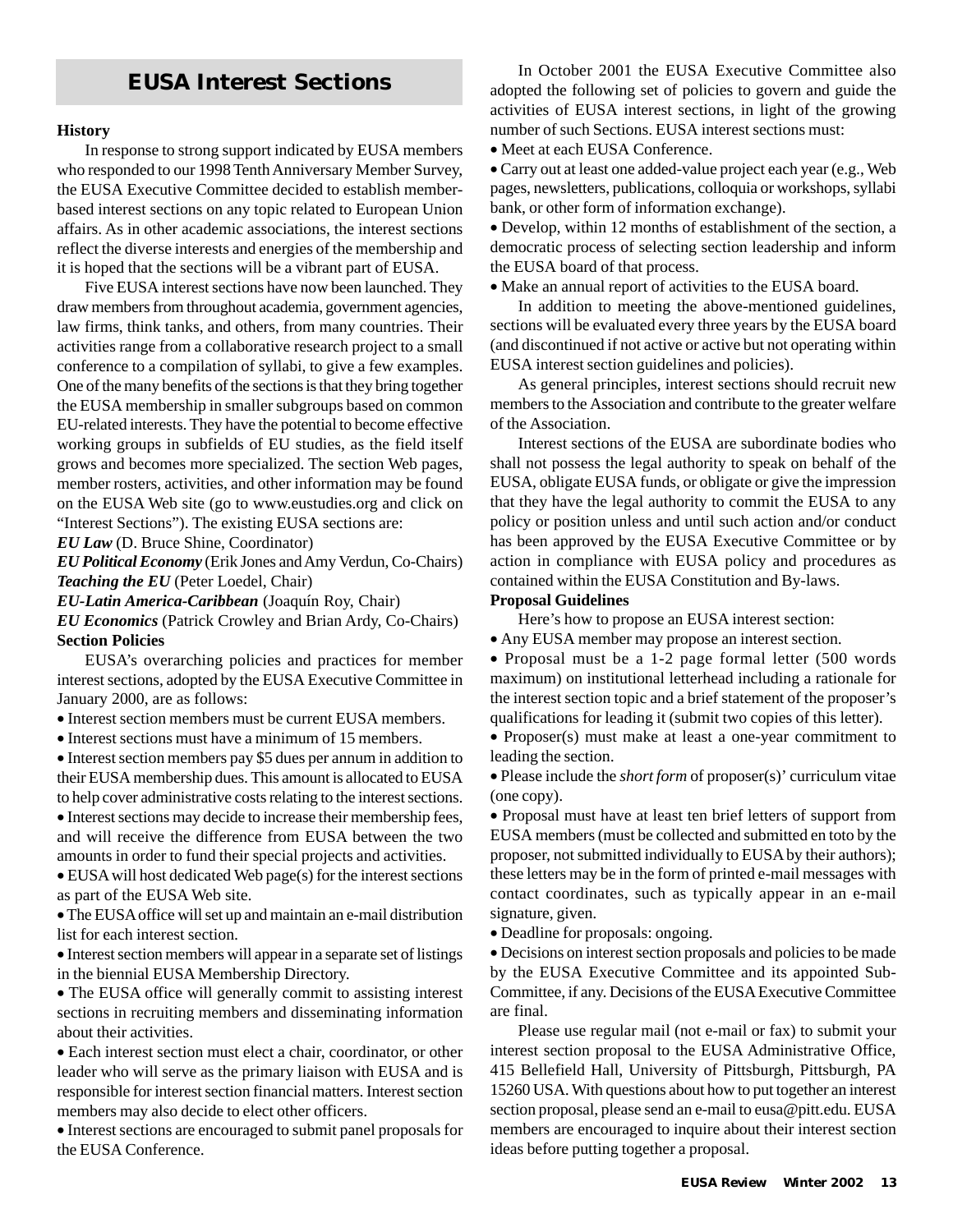## EUSA Interest Sections

**History**

In response to strong support indicated by EUSA members who responded to our 1998 Tenth Anniversary Member Survey, the EUSA Executive Committee decided to establish member-based interest sections on any topic related to European Union affairs. As in other academic associations, the interest sections reflect the diverse interests and energies of the membership and it is hoped that the sections will be a vibrant part of EUSA.

Five EUSA interest sections have now been launched. They draw members from throughout academia, government agencies, law firms, think tanks, and others, from many countries. Their activities range from a collaborative research project to a small conference to a compilation of syllabi, to give a few examples. One of the many benefits of the sections is that they bring together the EUSA membership in smaller subgroups based on common EU-related interests. They have the potential to become effective working groups in subfields of EU studies, as the field itself grows and becomes more specialized. The section Web pages, member rosters, activities, and other information may be found on the EUSA Web site (go to www.eustudies.org and click on "Interest Sections"). The existing EUSA sections are:

***EU Law*** (D. Bruce Shine, Coordinator)

***EU Political Economy*** (Erik Jones and Amy Verdun, Co-Chairs)

***Teaching the EU*** (Peter Loedel, Chair)

***EU-Latin America-Caribbean*** (Joaquín Roy, Chair)

***EU Economics*** (Patrick Crowley and Brian Ardy, Co-Chairs)

**Section Policies**

EUSA's overarching policies and practices for member interest sections, adopted by the EUSA Executive Committee in January 2000, are as follows:

- Interest section members must be current EUSA members.
- Interest sections must have a minimum of 15 members.
- Interest section members pay $5 dues per annum in addition to their EUSA membership dues. This amount is allocated to EUSA to help cover administrative costs relating to the interest sections.
- Interest sections may decide to increase their membership fees, and will receive the difference from EUSA between the two amounts in order to fund their special projects and activities.
- EUSA will host dedicated Web page(s) for the interest sections as part of the EUSA Web site.
- The EUSA office will set up and maintain an e-mail distribution list for each interest section.
- Interest section members will appear in a separate set of listings in the biennial EUSA Membership Directory.
- The EUSA office will generally commit to assisting interest sections in recruiting members and disseminating information about their activities.
- Each interest section must elect a chair, coordinator, or other leader who will serve as the primary liaison with EUSA and is responsible for interest section financial matters. Interest section members may also decide to elect other officers.
- Interest sections are encouraged to submit panel proposals for the EUSA Conference.

In October 2001 the EUSA Executive Committee also adopted the following set of policies to govern and guide the activities of EUSA interest sections, in light of the growing number of such Sections. EUSA interest sections must:

- Meet at each EUSA Conference.
- Carry out at least one added-value project each year (e.g., Web pages, newsletters, publications, colloquia or workshops, syllabi bank, or other form of information exchange).
- Develop, within 12 months of establishment of the section, a democratic process of selecting section leadership and inform the EUSA board of that process.
- Make an annual report of activities to the EUSA board.

In addition to meeting the above-mentioned guidelines, sections will be evaluated every three years by the EUSA board (and discontinued if not active or active but not operating within EUSA interest section guidelines and policies).

As general principles, interest sections should recruit new members to the Association and contribute to the greater welfare of the Association.

Interest sections of the EUSA are subordinate bodies who shall not possess the legal authority to speak on behalf of the EUSA, obligate EUSA funds, or obligate or give the impression that they have the legal authority to commit the EUSA to any policy or position unless and until such action and/or conduct has been approved by the EUSA Executive Committee or by action in compliance with EUSA policy and procedures as contained within the EUSA Constitution and By-laws.

**Proposal Guidelines**

Here's how to propose an EUSA interest section:

- Any EUSA member may propose an interest section.
- Proposal must be a 1-2 page formal letter (500 words maximum) on institutional letterhead including a rationale for the interest section topic and a brief statement of the proposer's qualifications for leading it (submit two copies of this letter).
- Proposer(s) must make at least a one-year commitment to leading the section.
- Please include the *short form* of proposer(s)' curriculum vitae (one copy).
- Proposal must have at least ten brief letters of support from EUSA members (must be collected and submitted en toto by the proposer, not submitted individually to EUSA by their authors); these letters may be in the form of printed e-mail messages with contact coordinates, such as typically appear in an e-mail signature, given.
- Deadline for proposals: ongoing.
- Decisions on interest section proposals and policies to be made by the EUSA Executive Committee and its appointed Sub-Committee, if any. Decisions of the EUSA Executive Committee are final.

Please use regular mail (not e-mail or fax) to submit your interest section proposal to the EUSA Administrative Office, 415 Bellefield Hall, University of Pittsburgh, Pittsburgh, PA 15260 USA. With questions about how to put together an interest section proposal, please send an e-mail to eusa@pitt.edu. EUSA members are encouraged to inquire about their interest section ideas before putting together a proposal.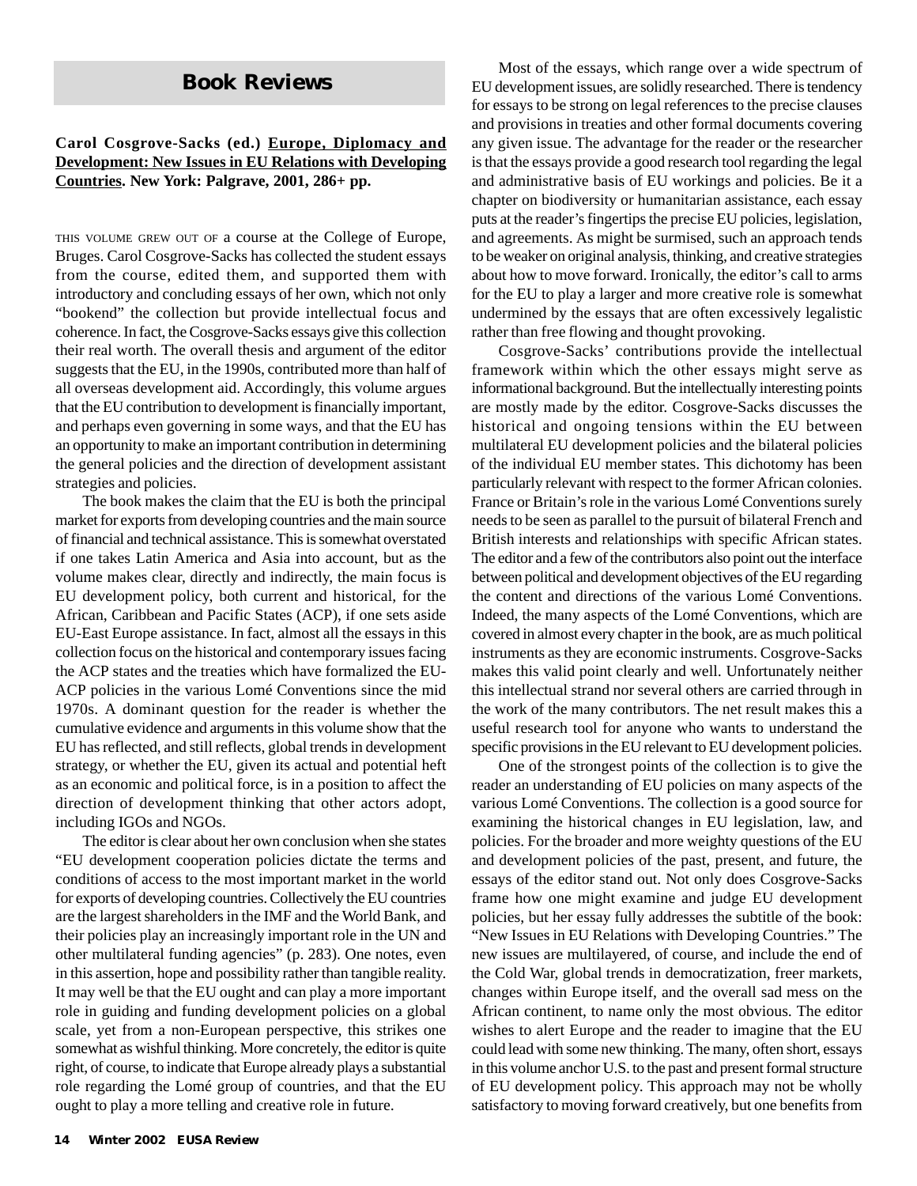## Book Reviews

**Carol Cosgrove-Sacks (ed.) Europe, Diplomacy and Development: New Issues in EU Relations with Developing Countries. New York: Palgrave, 2001, 286+ pp.**

THIS VOLUME GREW OUT OF a course at the College of Europe, Bruges. Carol Cosgrove-Sacks has collected the student essays from the course, edited them, and supported them with introductory and concluding essays of her own, which not only "bookend" the collection but provide intellectual focus and coherence. In fact, the Cosgrove-Sacks essays give this collection their real worth. The overall thesis and argument of the editor suggests that the EU, in the 1990s, contributed more than half of all overseas development aid. Accordingly, this volume argues that the EU contribution to development is financially important, and perhaps even governing in some ways, and that the EU has an opportunity to make an important contribution in determining the general policies and the direction of development assistant strategies and policies.

The book makes the claim that the EU is both the principal market for exports from developing countries and the main source of financial and technical assistance. This is somewhat overstated if one takes Latin America and Asia into account, but as the volume makes clear, directly and indirectly, the main focus is EU development policy, both current and historical, for the African, Caribbean and Pacific States (ACP), if one sets aside EU-East Europe assistance. In fact, almost all the essays in this collection focus on the historical and contemporary issues facing the ACP states and the treaties which have formalized the EU-ACP policies in the various Lomé Conventions since the mid 1970s. A dominant question for the reader is whether the cumulative evidence and arguments in this volume show that the EU has reflected, and still reflects, global trends in development strategy, or whether the EU, given its actual and potential heft as an economic and political force, is in a position to affect the direction of development thinking that other actors adopt, including IGOs and NGOs.

The editor is clear about her own conclusion when she states "EU development cooperation policies dictate the terms and conditions of access to the most important market in the world for exports of developing countries. Collectively the EU countries are the largest shareholders in the IMF and the World Bank, and their policies play an increasingly important role in the UN and other multilateral funding agencies" (p. 283). One notes, even in this assertion, hope and possibility rather than tangible reality. It may well be that the EU ought and can play a more important role in guiding and funding development policies on a global scale, yet from a non-European perspective, this strikes one somewhat as wishful thinking. More concretely, the editor is quite right, of course, to indicate that Europe already plays a substantial role regarding the Lomé group of countries, and that the EU ought to play a more telling and creative role in future.

Most of the essays, which range over a wide spectrum of EU development issues, are solidly researched. There is tendency for essays to be strong on legal references to the precise clauses and provisions in treaties and other formal documents covering any given issue. The advantage for the reader or the researcher is that the essays provide a good research tool regarding the legal and administrative basis of EU workings and policies. Be it a chapter on biodiversity or humanitarian assistance, each essay puts at the reader's fingertips the precise EU policies, legislation, and agreements. As might be surmised, such an approach tends to be weaker on original analysis, thinking, and creative strategies about how to move forward. Ironically, the editor's call to arms for the EU to play a larger and more creative role is somewhat undermined by the essays that are often excessively legalistic rather than free flowing and thought provoking.

Cosgrove-Sacks' contributions provide the intellectual framework within which the other essays might serve as informational background. But the intellectually interesting points are mostly made by the editor. Cosgrove-Sacks discusses the historical and ongoing tensions within the EU between multilateral EU development policies and the bilateral policies of the individual EU member states. This dichotomy has been particularly relevant with respect to the former African colonies. France or Britain's role in the various Lomé Conventions surely needs to be seen as parallel to the pursuit of bilateral French and British interests and relationships with specific African states. The editor and a few of the contributors also point out the interface between political and development objectives of the EU regarding the content and directions of the various Lomé Conventions. Indeed, the many aspects of the Lomé Conventions, which are covered in almost every chapter in the book, are as much political instruments as they are economic instruments. Cosgrove-Sacks makes this valid point clearly and well. Unfortunately neither this intellectual strand nor several others are carried through in the work of the many contributors. The net result makes this a useful research tool for anyone who wants to understand the specific provisions in the EU relevant to EU development policies.

One of the strongest points of the collection is to give the reader an understanding of EU policies on many aspects of the various Lomé Conventions. The collection is a good source for examining the historical changes in EU legislation, law, and policies. For the broader and more weighty questions of the EU and development policies of the past, present, and future, the essays of the editor stand out. Not only does Cosgrove-Sacks frame how one might examine and judge EU development policies, but her essay fully addresses the subtitle of the book: "New Issues in EU Relations with Developing Countries." The new issues are multilayered, of course, and include the end of the Cold War, global trends in democratization, freer markets, changes within Europe itself, and the overall sad mess on the African continent, to name only the most obvious. The editor wishes to alert Europe and the reader to imagine that the EU could lead with some new thinking. The many, often short, essays in this volume anchor U.S. to the past and present formal structure of EU development policy. This approach may not be wholly satisfactory to moving forward creatively, but one benefits from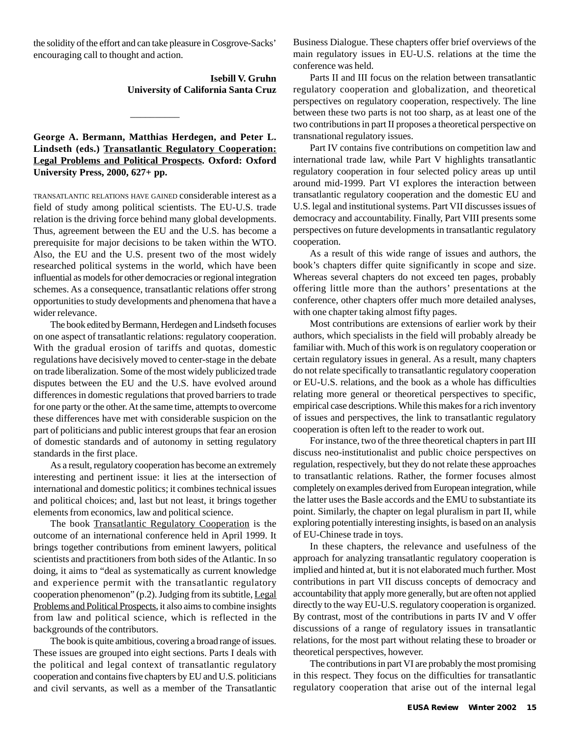the solidity of the effort and can take pleasure in Cosgrove-Sacks' encouraging call to thought and action.

**Isebill V. Gruhn**
**University of California Santa Cruz**

---

**George A. Bermann, Matthias Herdegen, and Peter L. Lindseth (eds.) Transatlantic Regulatory Cooperation: Legal Problems and Political Prospects. Oxford: Oxford University Press, 2000, 627+ pp.**

TRANSATLANTIC RELATIONS HAVE GAINED considerable interest as a field of study among political scientists. The EU-U.S. trade relation is the driving force behind many global developments. Thus, agreement between the EU and the U.S. has become a prerequisite for major decisions to be taken within the WTO. Also, the EU and the U.S. present two of the most widely researched political systems in the world, which have been influential as models for other democracies or regional integration schemes. As a consequence, transatlantic relations offer strong opportunities to study developments and phenomena that have a wider relevance.

The book edited by Bermann, Herdegen and Lindseth focuses on one aspect of transatlantic relations: regulatory cooperation. With the gradual erosion of tariffs and quotas, domestic regulations have decisively moved to center-stage in the debate on trade liberalization. Some of the most widely publicized trade disputes between the EU and the U.S. have evolved around differences in domestic regulations that proved barriers to trade for one party or the other. At the same time, attempts to overcome these differences have met with considerable suspicion on the part of politicians and public interest groups that fear an erosion of domestic standards and of autonomy in setting regulatory standards in the first place.

As a result, regulatory cooperation has become an extremely interesting and pertinent issue: it lies at the intersection of international and domestic politics; it combines technical issues and political choices; and, last but not least, it brings together elements from economics, law and political science.

The book Transatlantic Regulatory Cooperation is the outcome of an international conference held in April 1999. It brings together contributions from eminent lawyers, political scientists and practitioners from both sides of the Atlantic. In so doing, it aims to "deal as systematically as current knowledge and experience permit with the transatlantic regulatory cooperation phenomenon" (p.2). Judging from its subtitle, Legal Problems and Political Prospects, it also aims to combine insights from law and political science, which is reflected in the backgrounds of the contributors.

The book is quite ambitious, covering a broad range of issues. These issues are grouped into eight sections. Parts I deals with the political and legal context of transatlantic regulatory cooperation and contains five chapters by EU and U.S. politicians and civil servants, as well as a member of the Transatlantic Business Dialogue. These chapters offer brief overviews of the main regulatory issues in EU-U.S. relations at the time the conference was held.

Parts II and III focus on the relation between transatlantic regulatory cooperation and globalization, and theoretical perspectives on regulatory cooperation, respectively. The line between these two parts is not too sharp, as at least one of the two contributions in part II proposes a theoretical perspective on transnational regulatory issues.

Part IV contains five contributions on competition law and international trade law, while Part V highlights transatlantic regulatory cooperation in four selected policy areas up until around mid-1999. Part VI explores the interaction between transatlantic regulatory cooperation and the domestic EU and U.S. legal and institutional systems. Part VII discusses issues of democracy and accountability. Finally, Part VIII presents some perspectives on future developments in transatlantic regulatory cooperation.

As a result of this wide range of issues and authors, the book's chapters differ quite significantly in scope and size. Whereas several chapters do not exceed ten pages, probably offering little more than the authors' presentations at the conference, other chapters offer much more detailed analyses, with one chapter taking almost fifty pages.

Most contributions are extensions of earlier work by their authors, which specialists in the field will probably already be familiar with. Much of this work is on regulatory cooperation or certain regulatory issues in general. As a result, many chapters do not relate specifically to transatlantic regulatory cooperation or EU-U.S. relations, and the book as a whole has difficulties relating more general or theoretical perspectives to specific, empirical case descriptions. While this makes for a rich inventory of issues and perspectives, the link to transatlantic regulatory cooperation is often left to the reader to work out.

For instance, two of the three theoretical chapters in part III discuss neo-institutionalist and public choice perspectives on regulation, respectively, but they do not relate these approaches to transatlantic relations. Rather, the former focuses almost completely on examples derived from European integration, while the latter uses the Basle accords and the EMU to substantiate its point. Similarly, the chapter on legal pluralism in part II, while exploring potentially interesting insights, is based on an analysis of EU-Chinese trade in toys.

In these chapters, the relevance and usefulness of the approach for analyzing transatlantic regulatory cooperation is implied and hinted at, but it is not elaborated much further. Most contributions in part VII discuss concepts of democracy and accountability that apply more generally, but are often not applied directly to the way EU-U.S. regulatory cooperation is organized. By contrast, most of the contributions in parts IV and V offer discussions of a range of regulatory issues in transatlantic relations, for the most part without relating these to broader or theoretical perspectives, however.

The contributions in part VI are probably the most promising in this respect. They focus on the difficulties for transatlantic regulatory cooperation that arise out of the internal legal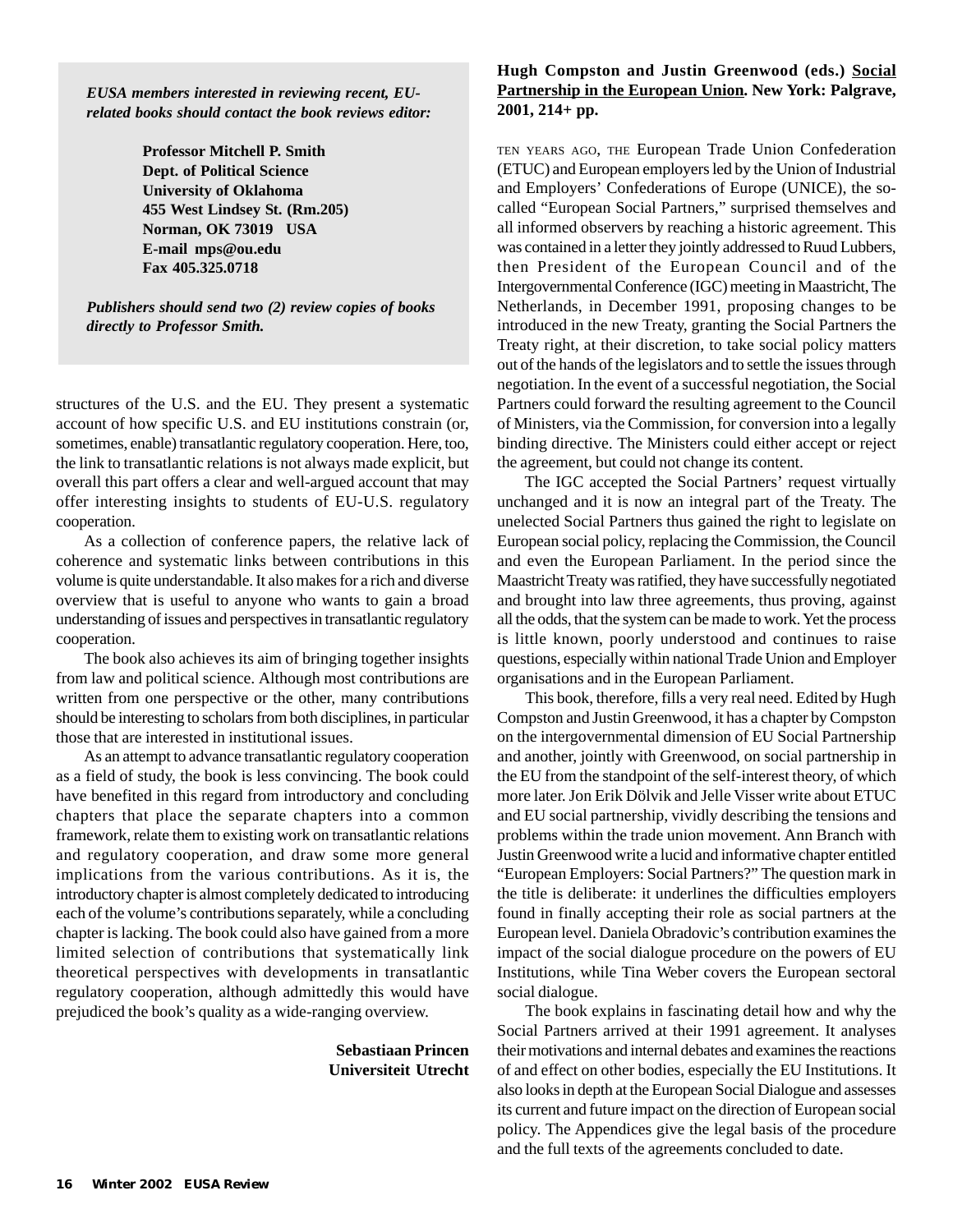*EUSA members interested in reviewing recent, EU-related books should contact the book reviews editor:*

**Professor Mitchell P. Smith**
**Dept. of Political Science**
**University of Oklahoma**
**455 West Lindsey St. (Rm.205)**
**Norman, OK 73019 USA**
**E-mail mps@ou.edu**
**Fax 405.325.0718**

*Publishers should send two (2) review copies of books directly to Professor Smith.*

structures of the U.S. and the EU. They present a systematic account of how specific U.S. and EU institutions constrain (or, sometimes, enable) transatlantic regulatory cooperation. Here, too, the link to transatlantic relations is not always made explicit, but overall this part offers a clear and well-argued account that may offer interesting insights to students of EU-U.S. regulatory cooperation.

As a collection of conference papers, the relative lack of coherence and systematic links between contributions in this volume is quite understandable. It also makes for a rich and diverse overview that is useful to anyone who wants to gain a broad understanding of issues and perspectives in transatlantic regulatory cooperation.

The book also achieves its aim of bringing together insights from law and political science. Although most contributions are written from one perspective or the other, many contributions should be interesting to scholars from both disciplines, in particular those that are interested in institutional issues.

As an attempt to advance transatlantic regulatory cooperation as a field of study, the book is less convincing. The book could have benefited in this regard from introductory and concluding chapters that place the separate chapters into a common framework, relate them to existing work on transatlantic relations and regulatory cooperation, and draw some more general implications from the various contributions. As it is, the introductory chapter is almost completely dedicated to introducing each of the volume's contributions separately, while a concluding chapter is lacking. The book could also have gained from a more limited selection of contributions that systematically link theoretical perspectives with developments in transatlantic regulatory cooperation, although admittedly this would have prejudiced the book's quality as a wide-ranging overview.

**Sebastiaan Princen**
**Universiteit Utrecht**

**Hugh Compston and Justin Greenwood (eds.) Social Partnership in the European Union. New York: Palgrave, 2001, 214+ pp.**

TEN YEARS AGO, THE European Trade Union Confederation (ETUC) and European employers led by the Union of Industrial and Employers' Confederations of Europe (UNICE), the so-called "European Social Partners," surprised themselves and all informed observers by reaching a historic agreement. This was contained in a letter they jointly addressed to Ruud Lubbers, then President of the European Council and of the Intergovernmental Conference (IGC) meeting in Maastricht, The Netherlands, in December 1991, proposing changes to be introduced in the new Treaty, granting the Social Partners the Treaty right, at their discretion, to take social policy matters out of the hands of the legislators and to settle the issues through negotiation. In the event of a successful negotiation, the Social Partners could forward the resulting agreement to the Council of Ministers, via the Commission, for conversion into a legally binding directive. The Ministers could either accept or reject the agreement, but could not change its content.

The IGC accepted the Social Partners' request virtually unchanged and it is now an integral part of the Treaty. The unelected Social Partners thus gained the right to legislate on European social policy, replacing the Commission, the Council and even the European Parliament. In the period since the Maastricht Treaty was ratified, they have successfully negotiated and brought into law three agreements, thus proving, against all the odds, that the system can be made to work. Yet the process is little known, poorly understood and continues to raise questions, especially within national Trade Union and Employer organisations and in the European Parliament.

This book, therefore, fills a very real need. Edited by Hugh Compston and Justin Greenwood, it has a chapter by Compston on the intergovernmental dimension of EU Social Partnership and another, jointly with Greenwood, on social partnership in the EU from the standpoint of the self-interest theory, of which more later. Jon Erik Dölvik and Jelle Visser write about ETUC and EU social partnership, vividly describing the tensions and problems within the trade union movement. Ann Branch with Justin Greenwood write a lucid and informative chapter entitled "European Employers: Social Partners?" The question mark in the title is deliberate: it underlines the difficulties employers found in finally accepting their role as social partners at the European level. Daniela Obradovic's contribution examines the impact of the social dialogue procedure on the powers of EU Institutions, while Tina Weber covers the European sectoral social dialogue.

The book explains in fascinating detail how and why the Social Partners arrived at their 1991 agreement. It analyses their motivations and internal debates and examines the reactions of and effect on other bodies, especially the EU Institutions. It also looks in depth at the European Social Dialogue and assesses its current and future impact on the direction of European social policy. The Appendices give the legal basis of the procedure and the full texts of the agreements concluded to date.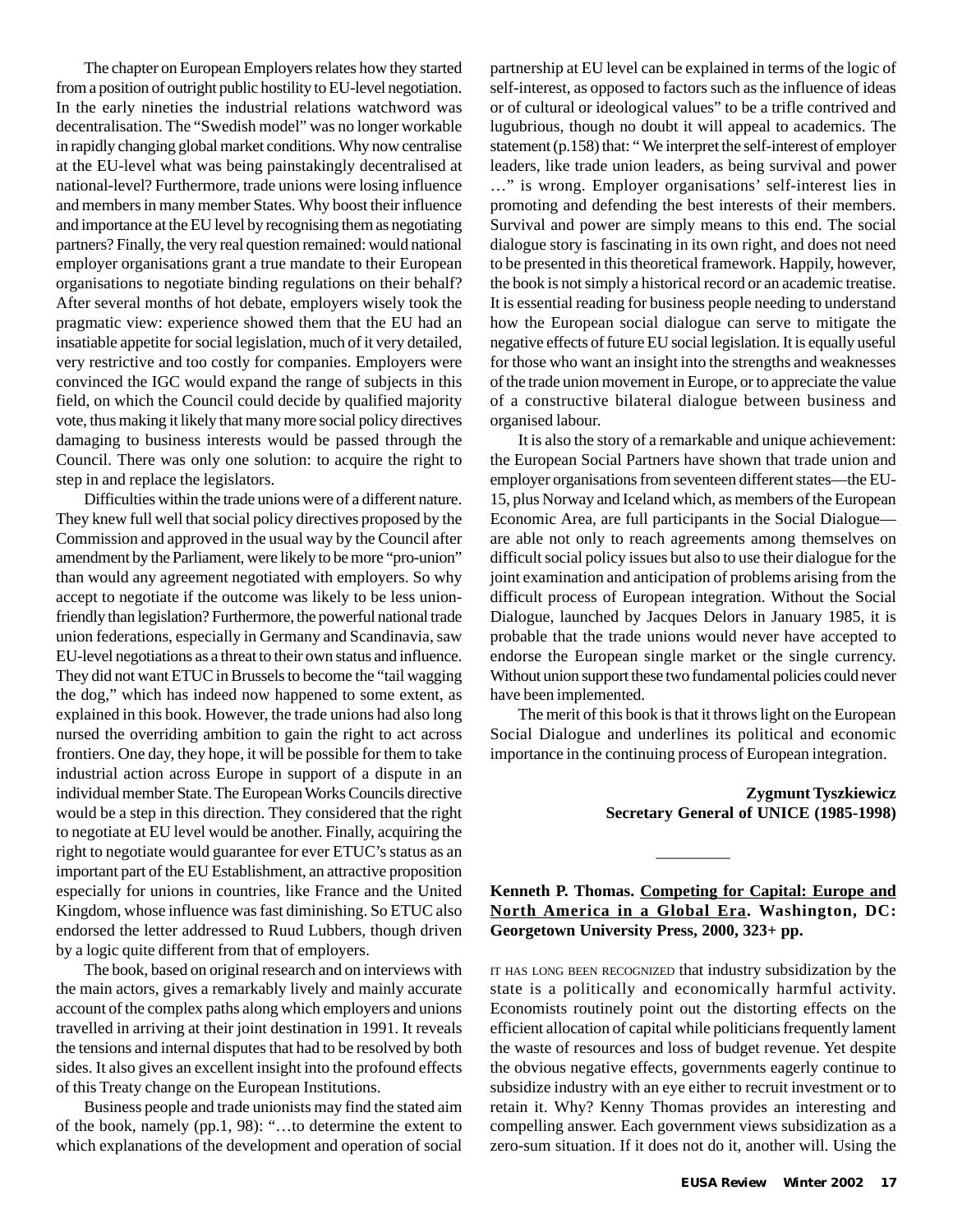The chapter on European Employers relates how they started from a position of outright public hostility to EU-level negotiation. In the early nineties the industrial relations watchword was decentralisation. The "Swedish model" was no longer workable in rapidly changing global market conditions. Why now centralise at the EU-level what was being painstakingly decentralised at national-level? Furthermore, trade unions were losing influence and members in many member States. Why boost their influence and importance at the EU level by recognising them as negotiating partners? Finally, the very real question remained: would national employer organisations grant a true mandate to their European organisations to negotiate binding regulations on their behalf? After several months of hot debate, employers wisely took the pragmatic view: experience showed them that the EU had an insatiable appetite for social legislation, much of it very detailed, very restrictive and too costly for companies. Employers were convinced the IGC would expand the range of subjects in this field, on which the Council could decide by qualified majority vote, thus making it likely that many more social policy directives damaging to business interests would be passed through the Council. There was only one solution: to acquire the right to step in and replace the legislators.

Difficulties within the trade unions were of a different nature. They knew full well that social policy directives proposed by the Commission and approved in the usual way by the Council after amendment by the Parliament, were likely to be more "pro-union" than would any agreement negotiated with employers. So why accept to negotiate if the outcome was likely to be less union-friendly than legislation? Furthermore, the powerful national trade union federations, especially in Germany and Scandinavia, saw EU-level negotiations as a threat to their own status and influence. They did not want ETUC in Brussels to become the "tail wagging the dog," which has indeed now happened to some extent, as explained in this book. However, the trade unions had also long nursed the overriding ambition to gain the right to act across frontiers. One day, they hope, it will be possible for them to take industrial action across Europe in support of a dispute in an individual member State. The European Works Councils directive would be a step in this direction. They considered that the right to negotiate at EU level would be another. Finally, acquiring the right to negotiate would guarantee for ever ETUC's status as an important part of the EU Establishment, an attractive proposition especially for unions in countries, like France and the United Kingdom, whose influence was fast diminishing. So ETUC also endorsed the letter addressed to Ruud Lubbers, though driven by a logic quite different from that of employers.

The book, based on original research and on interviews with the main actors, gives a remarkably lively and mainly accurate account of the complex paths along which employers and unions travelled in arriving at their joint destination in 1991. It reveals the tensions and internal disputes that had to be resolved by both sides. It also gives an excellent insight into the profound effects of this Treaty change on the European Institutions.

Business people and trade unionists may find the stated aim of the book, namely (pp.1, 98): "…to determine the extent to which explanations of the development and operation of social partnership at EU level can be explained in terms of the logic of self-interest, as opposed to factors such as the influence of ideas or of cultural or ideological values" to be a trifle contrived and lugubrious, though no doubt it will appeal to academics. The statement (p.158) that: "We interpret the self-interest of employer leaders, like trade union leaders, as being survival and power …" is wrong. Employer organisations' self-interest lies in promoting and defending the best interests of their members. Survival and power are simply means to this end. The social dialogue story is fascinating in its own right, and does not need to be presented in this theoretical framework. Happily, however, the book is not simply a historical record or an academic treatise. It is essential reading for business people needing to understand how the European social dialogue can serve to mitigate the negative effects of future EU social legislation. It is equally useful for those who want an insight into the strengths and weaknesses of the trade union movement in Europe, or to appreciate the value of a constructive bilateral dialogue between business and organised labour.

It is also the story of a remarkable and unique achievement: the European Social Partners have shown that trade union and employer organisations from seventeen different states—the EU-15, plus Norway and Iceland which, as members of the European Economic Area, are full participants in the Social Dialogue—are able not only to reach agreements among themselves on difficult social policy issues but also to use their dialogue for the joint examination and anticipation of problems arising from the difficult process of European integration. Without the Social Dialogue, launched by Jacques Delors in January 1985, it is probable that the trade unions would never have accepted to endorse the European single market or the single currency. Without union support these two fundamental policies could never have been implemented.

The merit of this book is that it throws light on the European Social Dialogue and underlines its political and economic importance in the continuing process of European integration.

**Zygmunt Tyszkiewicz**
**Secretary General of UNICE (1985-1998)**

---

**Kenneth P. Thomas. Competing for Capital: Europe and North America in a Global Era. Washington, DC: Georgetown University Press, 2000, 323+ pp.**

IT HAS LONG BEEN RECOGNIZED that industry subsidization by the state is a politically and economically harmful activity. Economists routinely point out the distorting effects on the efficient allocation of capital while politicians frequently lament the waste of resources and loss of budget revenue. Yet despite the obvious negative effects, governments eagerly continue to subsidize industry with an eye either to recruit investment or to retain it. Why? Kenny Thomas provides an interesting and compelling answer. Each government views subsidization as a zero-sum situation. If it does not do it, another will. Using the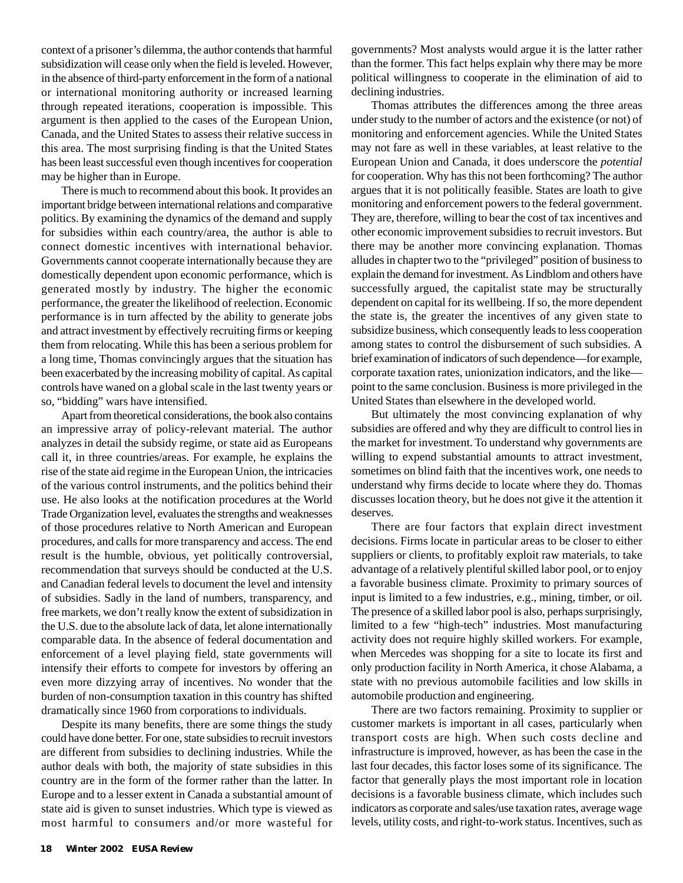context of a prisoner's dilemma, the author contends that harmful subsidization will cease only when the field is leveled. However, in the absence of third-party enforcement in the form of a national or international monitoring authority or increased learning through repeated iterations, cooperation is impossible. This argument is then applied to the cases of the European Union, Canada, and the United States to assess their relative success in this area. The most surprising finding is that the United States has been least successful even though incentives for cooperation may be higher than in Europe.

There is much to recommend about this book. It provides an important bridge between international relations and comparative politics. By examining the dynamics of the demand and supply for subsidies within each country/area, the author is able to connect domestic incentives with international behavior. Governments cannot cooperate internationally because they are domestically dependent upon economic performance, which is generated mostly by industry. The higher the economic performance, the greater the likelihood of reelection. Economic performance is in turn affected by the ability to generate jobs and attract investment by effectively recruiting firms or keeping them from relocating. While this has been a serious problem for a long time, Thomas convincingly argues that the situation has been exacerbated by the increasing mobility of capital. As capital controls have waned on a global scale in the last twenty years or so, "bidding" wars have intensified.

Apart from theoretical considerations, the book also contains an impressive array of policy-relevant material. The author analyzes in detail the subsidy regime, or state aid as Europeans call it, in three countries/areas. For example, he explains the rise of the state aid regime in the European Union, the intricacies of the various control instruments, and the politics behind their use. He also looks at the notification procedures at the World Trade Organization level, evaluates the strengths and weaknesses of those procedures relative to North American and European procedures, and calls for more transparency and access. The end result is the humble, obvious, yet politically controversial, recommendation that surveys should be conducted at the U.S. and Canadian federal levels to document the level and intensity of subsidies. Sadly in the land of numbers, transparency, and free markets, we don't really know the extent of subsidization in the U.S. due to the absolute lack of data, let alone internationally comparable data. In the absence of federal documentation and enforcement of a level playing field, state governments will intensify their efforts to compete for investors by offering an even more dizzying array of incentives. No wonder that the burden of non-consumption taxation in this country has shifted dramatically since 1960 from corporations to individuals.

Despite its many benefits, there are some things the study could have done better. For one, state subsidies to recruit investors are different from subsidies to declining industries. While the author deals with both, the majority of state subsidies in this country are in the form of the former rather than the latter. In Europe and to a lesser extent in Canada a substantial amount of state aid is given to sunset industries. Which type is viewed as most harmful to consumers and/or more wasteful for governments? Most analysts would argue it is the latter rather than the former. This fact helps explain why there may be more political willingness to cooperate in the elimination of aid to declining industries.

Thomas attributes the differences among the three areas under study to the number of actors and the existence (or not) of monitoring and enforcement agencies. While the United States may not fare as well in these variables, at least relative to the European Union and Canada, it does underscore the *potential* for cooperation. Why has this not been forthcoming? The author argues that it is not politically feasible. States are loath to give monitoring and enforcement powers to the federal government. They are, therefore, willing to bear the cost of tax incentives and other economic improvement subsidies to recruit investors. But there may be another more convincing explanation. Thomas alludes in chapter two to the "privileged" position of business to explain the demand for investment. As Lindblom and others have successfully argued, the capitalist state may be structurally dependent on capital for its wellbeing. If so, the more dependent the state is, the greater the incentives of any given state to subsidize business, which consequently leads to less cooperation among states to control the disbursement of such subsidies. A brief examination of indicators of such dependence—for example, corporate taxation rates, unionization indicators, and the like—point to the same conclusion. Business is more privileged in the United States than elsewhere in the developed world.

But ultimately the most convincing explanation of why subsidies are offered and why they are difficult to control lies in the market for investment. To understand why governments are willing to expend substantial amounts to attract investment, sometimes on blind faith that the incentives work, one needs to understand why firms decide to locate where they do. Thomas discusses location theory, but he does not give it the attention it deserves.

There are four factors that explain direct investment decisions. Firms locate in particular areas to be closer to either suppliers or clients, to profitably exploit raw materials, to take advantage of a relatively plentiful skilled labor pool, or to enjoy a favorable business climate. Proximity to primary sources of input is limited to a few industries, e.g., mining, timber, or oil. The presence of a skilled labor pool is also, perhaps surprisingly, limited to a few "high-tech" industries. Most manufacturing activity does not require highly skilled workers. For example, when Mercedes was shopping for a site to locate its first and only production facility in North America, it chose Alabama, a state with no previous automobile facilities and low skills in automobile production and engineering.

There are two factors remaining. Proximity to supplier or customer markets is important in all cases, particularly when transport costs are high. When such costs decline and infrastructure is improved, however, as has been the case in the last four decades, this factor loses some of its significance. The factor that generally plays the most important role in location decisions is a favorable business climate, which includes such indicators as corporate and sales/use taxation rates, average wage levels, utility costs, and right-to-work status. Incentives, such as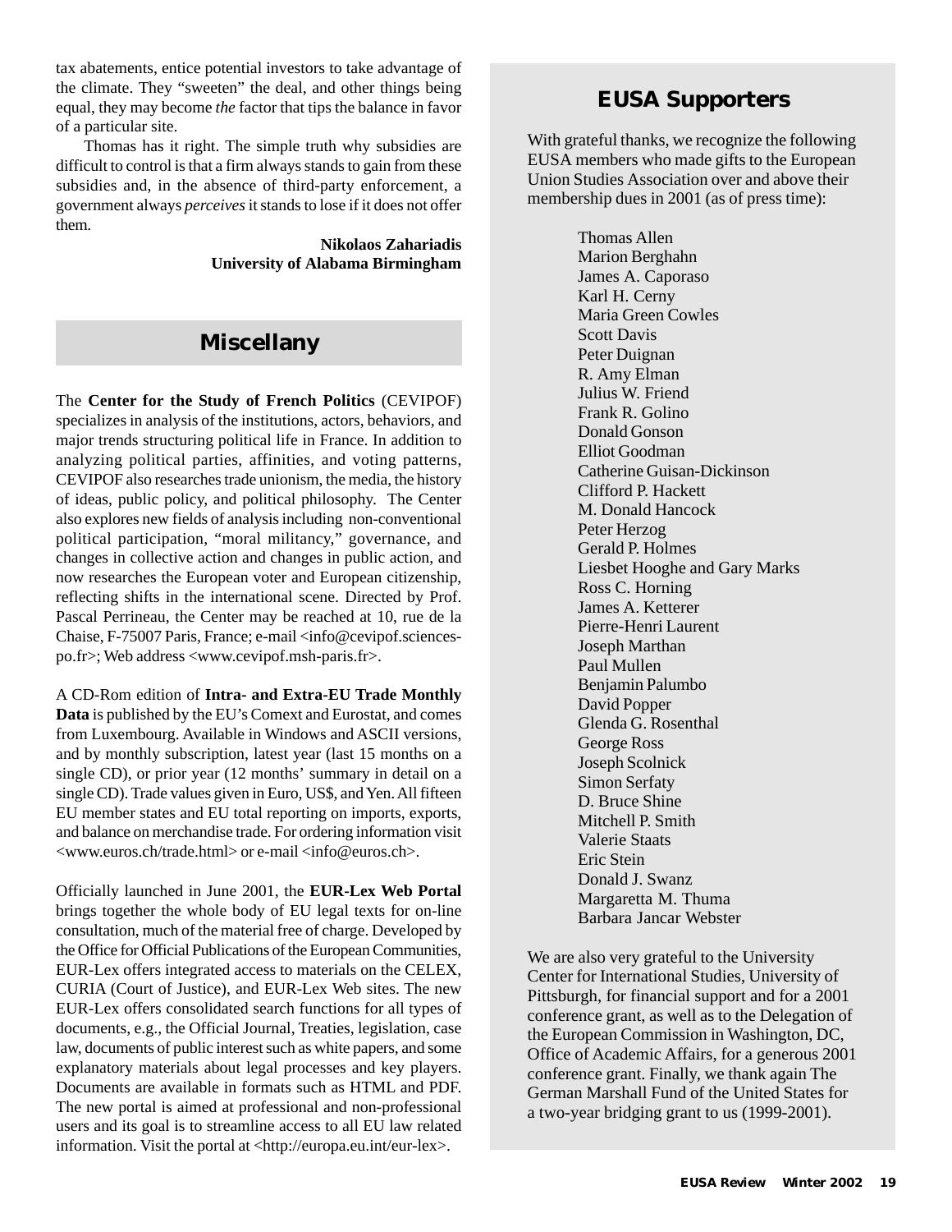tax abatements, entice potential investors to take advantage of the climate. They "sweeten" the deal, and other things being equal, they may become *the* factor that tips the balance in favor of a particular site.

Thomas has it right. The simple truth why subsidies are difficult to control is that a firm always stands to gain from these subsidies and, in the absence of third-party enforcement, a government always *perceives* it stands to lose if it does not offer them.

**Nikolaos Zahariadis**
**University of Alabama Birmingham**

## Miscellany

The **Center for the Study of French Politics** (CEVIPOF) specializes in analysis of the institutions, actors, behaviors, and major trends structuring political life in France. In addition to analyzing political parties, affinities, and voting patterns, CEVIPOF also researches trade unionism, the media, the history of ideas, public policy, and political philosophy. The Center also explores new fields of analysis including non-conventional political participation, "moral militancy," governance, and changes in collective action and changes in public action, and now researches the European voter and European citizenship, reflecting shifts in the international scene. Directed by Prof. Pascal Perrineau, the Center may be reached at 10, rue de la Chaise, F-75007 Paris, France; e-mail <info@cevipof.sciences-po.fr>; Web address <www.cevipof.msh-paris.fr>.

A CD-Rom edition of **Intra- and Extra-EU Trade Monthly Data** is published by the EU's Comext and Eurostat, and comes from Luxembourg. Available in Windows and ASCII versions, and by monthly subscription, latest year (last 15 months on a single CD), or prior year (12 months' summary in detail on a single CD). Trade values given in Euro, US$, and Yen. All fifteen EU member states and EU total reporting on imports, exports, and balance on merchandise trade. For ordering information visit <www.euros.ch/trade.html> or e-mail <info@euros.ch>.

Officially launched in June 2001, the **EUR-Lex Web Portal** brings together the whole body of EU legal texts for on-line consultation, much of the material free of charge. Developed by the Office for Official Publications of the European Communities, EUR-Lex offers integrated access to materials on the CELEX, CURIA (Court of Justice), and EUR-Lex Web sites. The new EUR-Lex offers consolidated search functions for all types of documents, e.g., the Official Journal, Treaties, legislation, case law, documents of public interest such as white papers, and some explanatory materials about legal processes and key players. Documents are available in formats such as HTML and PDF. The new portal is aimed at professional and non-professional users and its goal is to streamline access to all EU law related information. Visit the portal at <http://europa.eu.int/eur-lex>.

## EUSA Supporters

With grateful thanks, we recognize the following EUSA members who made gifts to the European Union Studies Association over and above their membership dues in 2001 (as of press time):

Thomas Allen
Marion Berghahn
James A. Caporaso
Karl H. Cerny
Maria Green Cowles
Scott Davis
Peter Duignan
R. Amy Elman
Julius W. Friend
Frank R. Golino
Donald Gonson
Elliot Goodman
Catherine Guisan-Dickinson
Clifford P. Hackett
M. Donald Hancock
Peter Herzog
Gerald P. Holmes
Liesbet Hooghe and Gary Marks
Ross C. Horning
James A. Ketterer
Pierre-Henri Laurent
Joseph Marthan
Paul Mullen
Benjamin Palumbo
David Popper
Glenda G. Rosenthal
George Ross
Joseph Scolnick
Simon Serfaty
D. Bruce Shine
Mitchell P. Smith
Valerie Staats
Eric Stein
Donald J. Swanz
Margaretta M. Thuma
Barbara Jancar Webster

We are also very grateful to the University Center for International Studies, University of Pittsburgh, for financial support and for a 2001 conference grant, as well as to the Delegation of the European Commission in Washington, DC, Office of Academic Affairs, for a generous 2001 conference grant. Finally, we thank again The German Marshall Fund of the United States for a two-year bridging grant to us (1999-2001).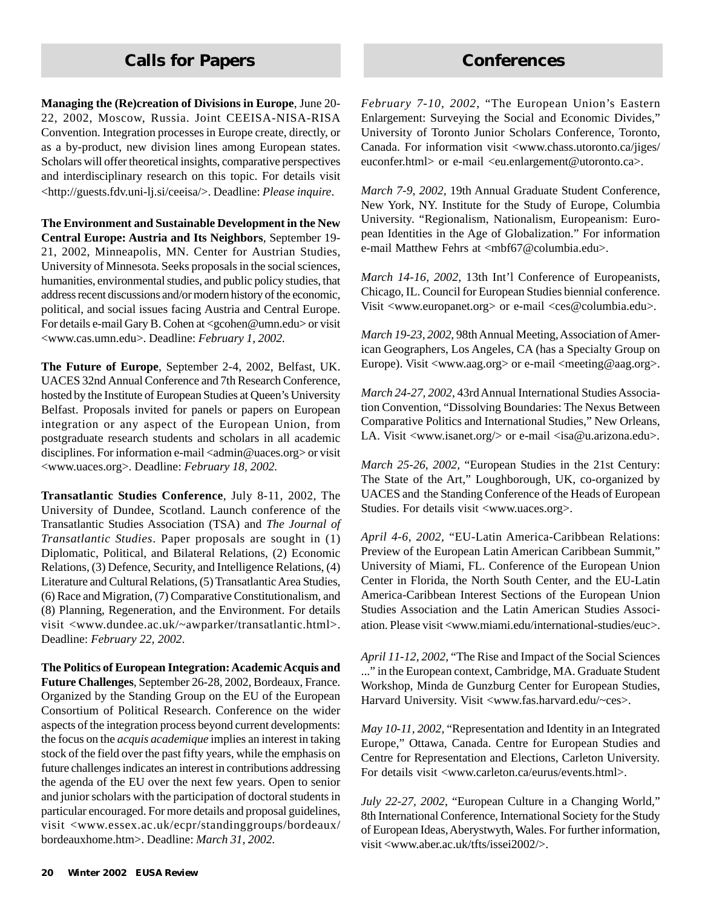## Calls for Papers

**Managing the (Re)creation of Divisions in Europe**, June 20-22, 2002, Moscow, Russia. Joint CEEISA-NISA-RISA Convention. Integration processes in Europe create, directly, or as a by-product, new division lines among European states. Scholars will offer theoretical insights, comparative perspectives and interdisciplinary research on this topic. For details visit <http://guests.fdv.uni-lj.si/ceeisa/>. Deadline: *Please inquire*.

**The Environment and Sustainable Development in the New Central Europe: Austria and Its Neighbors**, September 19-21, 2002, Minneapolis, MN. Center for Austrian Studies, University of Minnesota. Seeks proposals in the social sciences, humanities, environmental studies, and public policy studies, that address recent discussions and/or modern history of the economic, political, and social issues facing Austria and Central Europe. For details e-mail Gary B. Cohen at <gcohen@umn.edu> or visit <www.cas.umn.edu>. Deadline: *February 1, 2002.*

**The Future of Europe**, September 2-4, 2002, Belfast, UK. UACES 32nd Annual Conference and 7th Research Conference, hosted by the Institute of European Studies at Queen's University Belfast. Proposals invited for panels or papers on European integration or any aspect of the European Union, from postgraduate research students and scholars in all academic disciplines. For information e-mail <admin@uaces.org> or visit <www.uaces.org>. Deadline: *February 18, 2002.*

**Transatlantic Studies Conference**, July 8-11, 2002, The University of Dundee, Scotland. Launch conference of the Transatlantic Studies Association (TSA) and *The Journal of Transatlantic Studies*. Paper proposals are sought in (1) Diplomatic, Political, and Bilateral Relations, (2) Economic Relations, (3) Defence, Security, and Intelligence Relations, (4) Literature and Cultural Relations, (5) Transatlantic Area Studies, (6) Race and Migration, (7) Comparative Constitutionalism, and (8) Planning, Regeneration, and the Environment. For details visit <www.dundee.ac.uk/~awparker/transatlantic.html>. Deadline: *February 22, 2002*.

**The Politics of European Integration: Academic Acquis and Future Challenges**, September 26-28, 2002, Bordeaux, France. Organized by the Standing Group on the EU of the European Consortium of Political Research. Conference on the wider aspects of the integration process beyond current developments: the focus on the *acquis academique* implies an interest in taking stock of the field over the past fifty years, while the emphasis on future challenges indicates an interest in contributions addressing the agenda of the EU over the next few years. Open to senior and junior scholars with the participation of doctoral students in particular encouraged. For more details and proposal guidelines, visit <www.essex.ac.uk/ecpr/standinggroups/bordeaux/bordeauxhome.htm>. Deadline: *March 31, 2002.*

## Conferences

*February 7-10, 2002,* "The European Union's Eastern Enlargement: Surveying the Social and Economic Divides," University of Toronto Junior Scholars Conference, Toronto, Canada. For information visit <www.chass.utoronto.ca/jiges/euconfer.html> or e-mail <eu.enlargement@utoronto.ca>.

*March 7-9, 2002,* 19th Annual Graduate Student Conference, New York, NY. Institute for the Study of Europe, Columbia University. "Regionalism, Nationalism, Europeanism: European Identities in the Age of Globalization." For information e-mail Matthew Fehrs at <mbf67@columbia.edu>.

*March 14-16, 2002*, 13th Int'l Conference of Europeanists, Chicago, IL. Council for European Studies biennial conference. Visit <www.europanet.org> or e-mail <ces@columbia.edu>.

*March 19-23, 2002*, 98th Annual Meeting, Association of American Geographers, Los Angeles, CA (has a Specialty Group on Europe). Visit <www.aag.org> or e-mail <meeting@aag.org>.

*March 24-27, 2002*, 43rd Annual International Studies Association Convention, "Dissolving Boundaries: The Nexus Between Comparative Politics and International Studies," New Orleans, LA. Visit <www.isanet.org/> or e-mail <isa@u.arizona.edu>.

*March 25-26, 2002,* "European Studies in the 21st Century: The State of the Art," Loughborough, UK, co-organized by UACES and the Standing Conference of the Heads of European Studies. For details visit <www.uaces.org>.

*April 4-6, 2002,* "EU-Latin America-Caribbean Relations: Preview of the European Latin American Caribbean Summit," University of Miami, FL. Conference of the European Union Center in Florida, the North South Center, and the EU-Latin America-Caribbean Interest Sections of the European Union Studies Association and the Latin American Studies Association. Please visit <www.miami.edu/international-studies/euc>.

*April 11-12, 2002,* "The Rise and Impact of the Social Sciences ..." in the European context, Cambridge, MA. Graduate Student Workshop, Minda de Gunzburg Center for European Studies, Harvard University. Visit <www.fas.harvard.edu/~ces>.

*May 10-11, 2002,* "Representation and Identity in an Integrated Europe," Ottawa, Canada. Centre for European Studies and Centre for Representation and Elections, Carleton University. For details visit <www.carleton.ca/eurus/events.html>.

*July 22-27, 2002*, "European Culture in a Changing World," 8th International Conference, International Society for the Study of European Ideas, Aberystwyth, Wales. For further information, visit <www.aber.ac.uk/tfts/issei2002/>.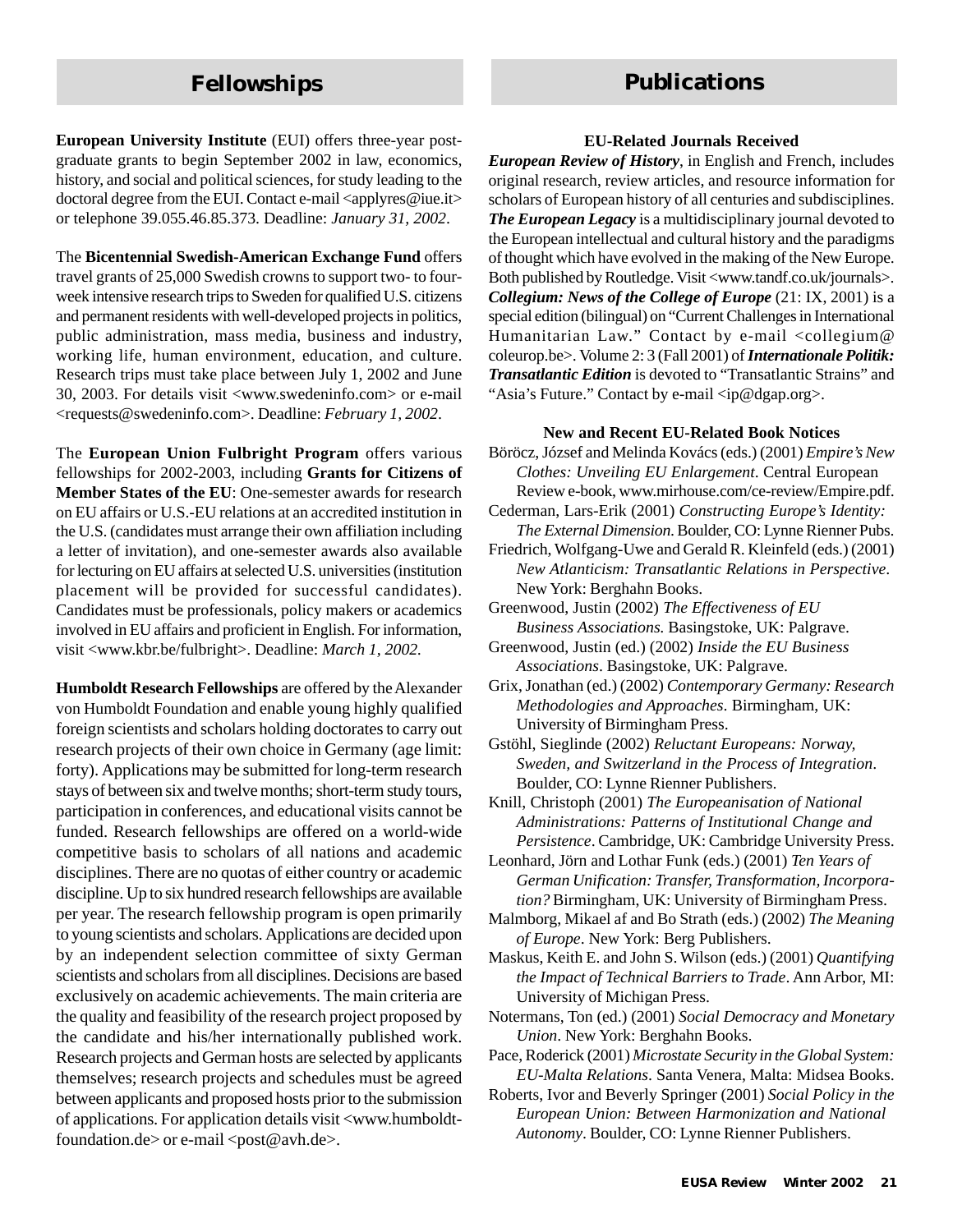# Fellowships

**European University Institute** (EUI) offers three-year post-graduate grants to begin September 2002 in law, economics, history, and social and political sciences, for study leading to the doctoral degree from the EUI. Contact e-mail <applyres@iue.it> or telephone 39.055.46.85.373. Deadline: *January 31, 2002*.

The **Bicentennial Swedish-American Exchange Fund** offers travel grants of 25,000 Swedish crowns to support two- to four-week intensive research trips to Sweden for qualified U.S. citizens and permanent residents with well-developed projects in politics, public administration, mass media, business and industry, working life, human environment, education, and culture. Research trips must take place between July 1, 2002 and June 30, 2003. For details visit <www.swedeninfo.com> or e-mail <requests@swedeninfo.com>. Deadline: *February 1, 2002*.

The **European Union Fulbright Program** offers various fellowships for 2002-2003, including **Grants for Citizens of Member States of the EU**: One-semester awards for research on EU affairs or U.S.-EU relations at an accredited institution in the U.S. (candidates must arrange their own affiliation including a letter of invitation), and one-semester awards also available for lecturing on EU affairs at selected U.S. universities (institution placement will be provided for successful candidates). Candidates must be professionals, policy makers or academics involved in EU affairs and proficient in English. For information, visit <www.kbr.be/fulbright>. Deadline: *March 1, 2002.*

**Humboldt Research Fellowships** are offered by the Alexander von Humboldt Foundation and enable young highly qualified foreign scientists and scholars holding doctorates to carry out research projects of their own choice in Germany (age limit: forty). Applications may be submitted for long-term research stays of between six and twelve months; short-term study tours, participation in conferences, and educational visits cannot be funded. Research fellowships are offered on a world-wide competitive basis to scholars of all nations and academic disciplines. There are no quotas of either country or academic discipline. Up to six hundred research fellowships are available per year. The research fellowship program is open primarily to young scientists and scholars. Applications are decided upon by an independent selection committee of sixty German scientists and scholars from all disciplines. Decisions are based exclusively on academic achievements. The main criteria are the quality and feasibility of the research project proposed by the candidate and his/her internationally published work. Research projects and German hosts are selected by applicants themselves; research projects and schedules must be agreed between applicants and proposed hosts prior to the submission of applications. For application details visit <www.humboldt-foundation.de> or e-mail <post@avh.de>.

# Publications

### EU-Related Journals Received

***European Review of History***, in English and French, includes original research, review articles, and resource information for scholars of European history of all centuries and subdisciplines. ***The European Legacy*** is a multidisciplinary journal devoted to the European intellectual and cultural history and the paradigms of thought which have evolved in the making of the New Europe. Both published by Routledge. Visit <www.tandf.co.uk/journals>. ***Collegium: News of the College of Europe*** (21: IX, 2001) is a special edition (bilingual) on "Current Challenges in International Humanitarian Law." Contact by e-mail <collegium@coleurop.be>. Volume 2: 3 (Fall 2001) of ***Internationale Politik: Transatlantic Edition*** is devoted to "Transatlantic Strains" and "Asia's Future." Contact by e-mail <ip@dgap.org>.

### New and Recent EU-Related Book Notices

Böröcz, József and Melinda Kovács (eds.) (2001) *Empire's New Clothes: Unveiling EU Enlargement*. Central European Review e-book, www.mirhouse.com/ce-review/Empire.pdf.

Cederman, Lars-Erik (2001) *Constructing Europe's Identity: The External Dimension.* Boulder, CO: Lynne Rienner Pubs.

Friedrich, Wolfgang-Uwe and Gerald R. Kleinfeld (eds.) (2001) *New Atlanticism: Transatlantic Relations in Perspective*. New York: Berghahn Books.

Greenwood, Justin (2002) *The Effectiveness of EU Business Associations.* Basingstoke, UK: Palgrave.

Greenwood, Justin (ed.) (2002) *Inside the EU Business Associations*. Basingstoke, UK: Palgrave.

Grix, Jonathan (ed.) (2002) *Contemporary Germany: Research Methodologies and Approaches.* Birmingham, UK: University of Birmingham Press.

Gstöhl, Sieglinde (2002) *Reluctant Europeans: Norway, Sweden, and Switzerland in the Process of Integration*. Boulder, CO: Lynne Rienner Publishers.

Knill, Christoph (2001) *The Europeanisation of National Administrations: Patterns of Institutional Change and Persistence*. Cambridge, UK: Cambridge University Press.

Leonhard, Jörn and Lothar Funk (eds.) (2001) *Ten Years of German Unification: Transfer, Transformation, Incorporation?* Birmingham, UK: University of Birmingham Press.

Malmborg, Mikael af and Bo Strath (eds.) (2002) *The Meaning of Europe*. New York: Berg Publishers.

Maskus, Keith E. and John S. Wilson (eds.) (2001) *Quantifying the Impact of Technical Barriers to Trade*. Ann Arbor, MI: University of Michigan Press.

Notermans, Ton (ed.) (2001) *Social Democracy and Monetary Union*. New York: Berghahn Books.

Pace, Roderick (2001) *Microstate Security in the Global System: EU-Malta Relations*. Santa Venera, Malta: Midsea Books.

Roberts, Ivor and Beverly Springer (2001) *Social Policy in the European Union: Between Harmonization and National Autonomy*. Boulder, CO: Lynne Rienner Publishers.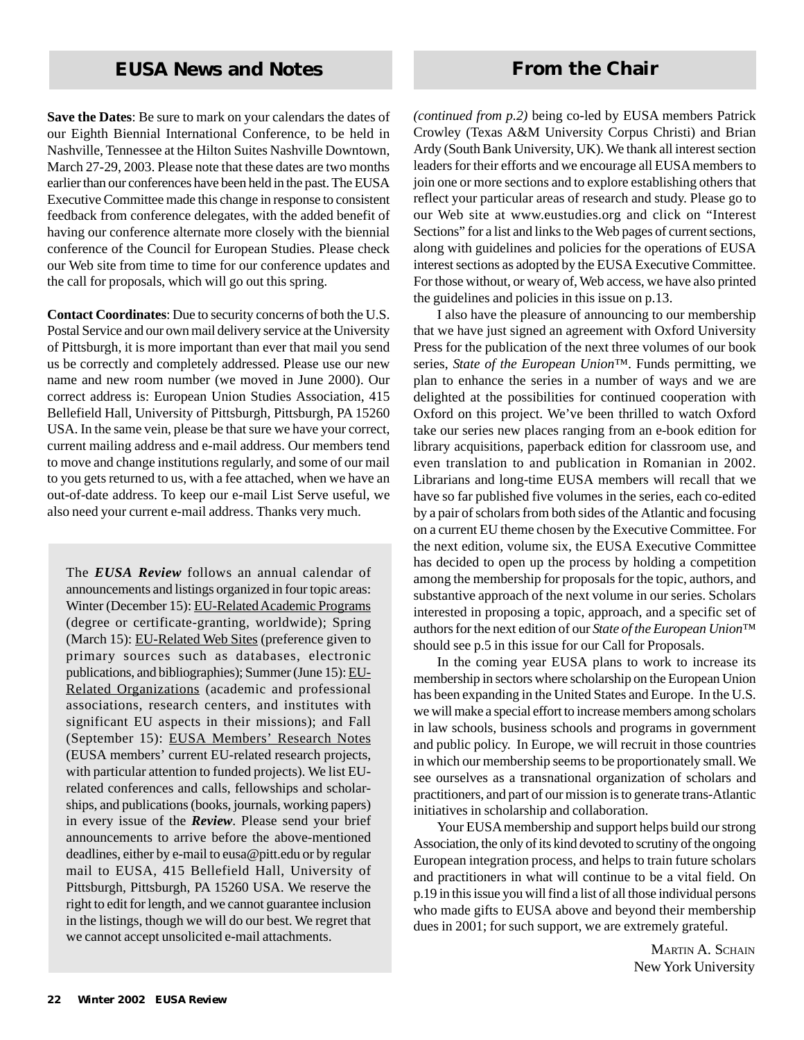## EUSA News and Notes

**Save the Dates**: Be sure to mark on your calendars the dates of our Eighth Biennial International Conference, to be held in Nashville, Tennessee at the Hilton Suites Nashville Downtown, March 27-29, 2003. Please note that these dates are two months earlier than our conferences have been held in the past. The EUSA Executive Committee made this change in response to consistent feedback from conference delegates, with the added benefit of having our conference alternate more closely with the biennial conference of the Council for European Studies. Please check our Web site from time to time for our conference updates and the call for proposals, which will go out this spring.

**Contact Coordinates**: Due to security concerns of both the U.S. Postal Service and our own mail delivery service at the University of Pittsburgh, it is more important than ever that mail you send us be correctly and completely addressed. Please use our new name and new room number (we moved in June 2000). Our correct address is: European Union Studies Association, 415 Bellefield Hall, University of Pittsburgh, Pittsburgh, PA 15260 USA. In the same vein, please be that sure we have your correct, current mailing address and e-mail address. Our members tend to move and change institutions regularly, and some of our mail to you gets returned to us, with a fee attached, when we have an out-of-date address. To keep our e-mail List Serve useful, we also need your current e-mail address. Thanks very much.

The ***EUSA Review*** follows an annual calendar of announcements and listings organized in four topic areas: Winter (December 15): EU-Related Academic Programs (degree or certificate-granting, worldwide); Spring (March 15): EU-Related Web Sites (preference given to primary sources such as databases, electronic publications, and bibliographies); Summer (June 15): EU-Related Organizations (academic and professional associations, research centers, and institutes with significant EU aspects in their missions); and Fall (September 15): EUSA Members' Research Notes (EUSA members' current EU-related research projects, with particular attention to funded projects). We list EU-related conferences and calls, fellowships and scholarships, and publications (books, journals, working papers) in every issue of the ***Review***. Please send your brief announcements to arrive before the above-mentioned deadlines, either by e-mail to eusa@pitt.edu or by regular mail to EUSA, 415 Bellefield Hall, University of Pittsburgh, Pittsburgh, PA 15260 USA. We reserve the right to edit for length, and we cannot guarantee inclusion in the listings, though we will do our best. We regret that we cannot accept unsolicited e-mail attachments.

## From the Chair

*(continued from p.2)* being co-led by EUSA members Patrick Crowley (Texas A&M University Corpus Christi) and Brian Ardy (South Bank University, UK). We thank all interest section leaders for their efforts and we encourage all EUSA members to join one or more sections and to explore establishing others that reflect your particular areas of research and study. Please go to our Web site at www.eustudies.org and click on "Interest Sections" for a list and links to the Web pages of current sections, along with guidelines and policies for the operations of EUSA interest sections as adopted by the EUSA Executive Committee. For those without, or weary of, Web access, we have also printed the guidelines and policies in this issue on p.13.

I also have the pleasure of announcing to our membership that we have just signed an agreement with Oxford University Press for the publication of the next three volumes of our book series, *State of the European Union*™. Funds permitting, we plan to enhance the series in a number of ways and we are delighted at the possibilities for continued cooperation with Oxford on this project. We've been thrilled to watch Oxford take our series new places ranging from an e-book edition for library acquisitions, paperback edition for classroom use, and even translation to and publication in Romanian in 2002. Librarians and long-time EUSA members will recall that we have so far published five volumes in the series, each co-edited by a pair of scholars from both sides of the Atlantic and focusing on a current EU theme chosen by the Executive Committee. For the next edition, volume six, the EUSA Executive Committee has decided to open up the process by holding a competition among the membership for proposals for the topic, authors, and substantive approach of the next volume in our series. Scholars interested in proposing a topic, approach, and a specific set of authors for the next edition of our *State of the European Union*™ should see p.5 in this issue for our Call for Proposals.

In the coming year EUSA plans to work to increase its membership in sectors where scholarship on the European Union has been expanding in the United States and Europe. In the U.S. we will make a special effort to increase members among scholars in law schools, business schools and programs in government and public policy. In Europe, we will recruit in those countries in which our membership seems to be proportionately small. We see ourselves as a transnational organization of scholars and practitioners, and part of our mission is to generate trans-Atlantic initiatives in scholarship and collaboration.

Your EUSA membership and support helps build our strong Association, the only of its kind devoted to scrutiny of the ongoing European integration process, and helps to train future scholars and practitioners in what will continue to be a vital field. On p.19 in this issue you will find a list of all those individual persons who made gifts to EUSA above and beyond their membership dues in 2001; for such support, we are extremely grateful.

MARTIN A. SCHAIN
New York University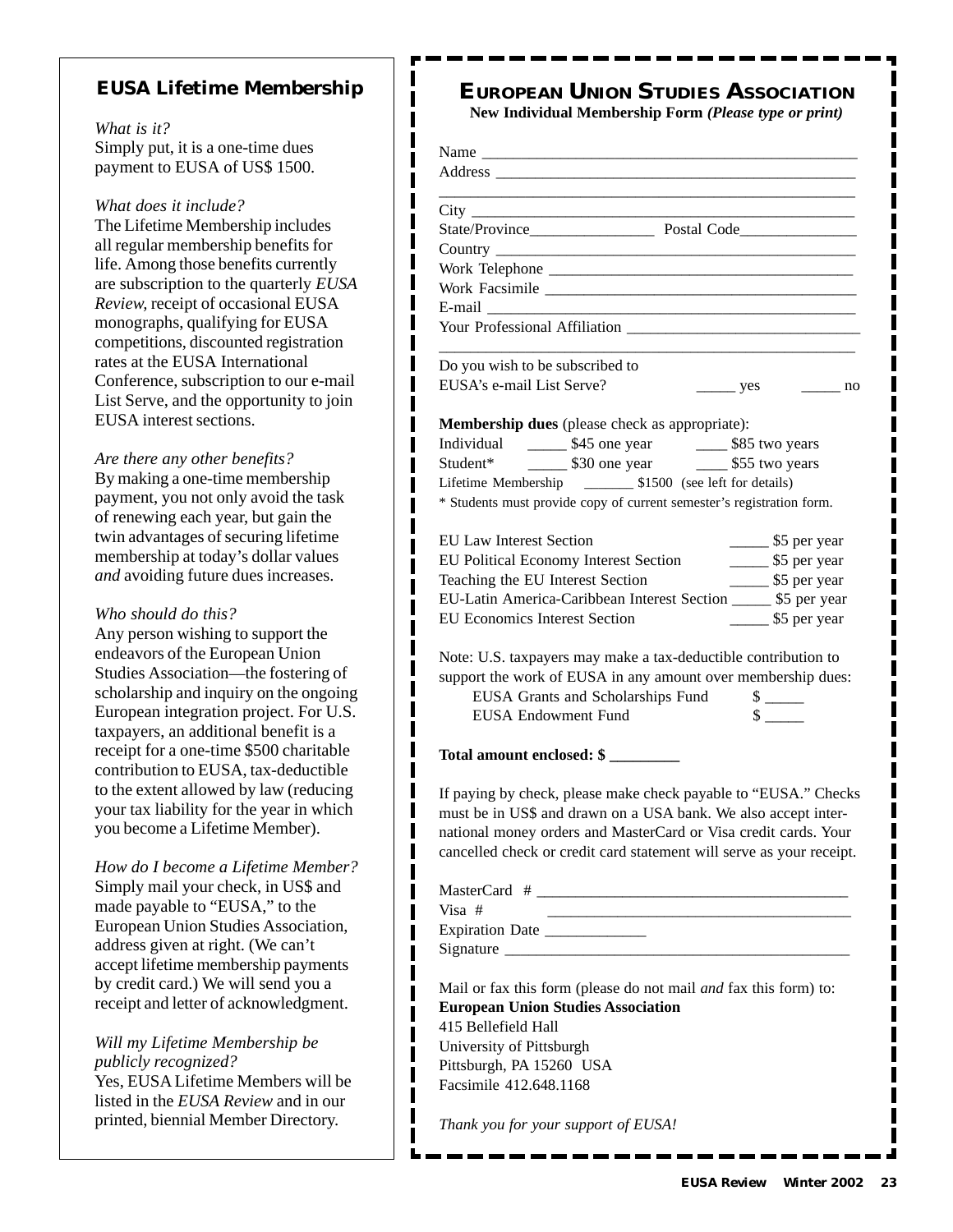## EUSA Lifetime Membership

*What is it?*
Simply put, it is a one-time dues payment to EUSA of US$ 1500.

*What does it include?*
The Lifetime Membership includes all regular membership benefits for life. Among those benefits currently are subscription to the quarterly *EUSA Review*, receipt of occasional EUSA monographs, qualifying for EUSA competitions, discounted registration rates at the EUSA International Conference, subscription to our e-mail List Serve, and the opportunity to join EUSA interest sections.

*Are there any other benefits?*
By making a one-time membership payment, you not only avoid the task of renewing each year, but gain the twin advantages of securing lifetime membership at today's dollar values *and* avoiding future dues increases.

*Who should do this?*
Any person wishing to support the endeavors of the European Union Studies Association—the fostering of scholarship and inquiry on the ongoing European integration project. For U.S. taxpayers, an additional benefit is a receipt for a one-time $500 charitable contribution to EUSA, tax-deductible to the extent allowed by law (reducing your tax liability for the year in which you become a Lifetime Member).

*How do I become a Lifetime Member?*
Simply mail your check, in US$ and made payable to "EUSA," to the European Union Studies Association, address given at right. (We can't accept lifetime membership payments by credit card.) We will send you a receipt and letter of acknowledgment.

*Will my Lifetime Membership be publicly recognized?*
Yes, EUSA Lifetime Members will be listed in the *EUSA Review* and in our printed, biennial Member Directory.

## European Union Studies Association

**New Individual Membership Form** ***(Please type or print)***

Name ______________________________________________
Address ____________________________________________
__________________________________________________
City _______________________________________________
State/Province________________ Postal Code_______________
Country ____________________________________________
Work Telephone ______________________________________
Work Facsimile _______________________________________
E-mail _____________________________________________
Your Professional Affiliation ____________________________
__________________________________________________

Do you wish to be subscribed to
EUSA's e-mail List Serve? _____ yes _____ no

**Membership dues** (please check as appropriate):
Individual _____ $45 one year ____ $85 two years
Student* _____ $30 one year ____ $55 two years
Lifetime Membership _______ $1500 (see left for details)
* Students must provide copy of current semester's registration form.

EU Law Interest Section _____ $5 per year
EU Political Economy Interest Section _____ $5 per year
Teaching the EU Interest Section _____ $5 per year
EU-Latin America-Caribbean Interest Section _____ $5 per year
EU Economics Interest Section _____ $5 per year

Note: U.S. taxpayers may make a tax-deductible contribution to support the work of EUSA in any amount over membership dues:
EUSA Grants and Scholarships Fund $ _____
EUSA Endowment Fund $ _____

**Total amount enclosed: $ _________**

If paying by check, please make check payable to "EUSA." Checks must be in US$ and drawn on a USA bank. We also accept international money orders and MasterCard or Visa credit cards. Your cancelled check or credit card statement will serve as your receipt.

MasterCard # _______________________________________
Visa # _______________________________________
Expiration Date _____________
Signature ___________________________________________

Mail or fax this form (please do not mail *and* fax this form) to:
**European Union Studies Association**
415 Bellefield Hall
University of Pittsburgh
Pittsburgh, PA 15260 USA
Facsimile 412.648.1168

*Thank you for your support of EUSA!*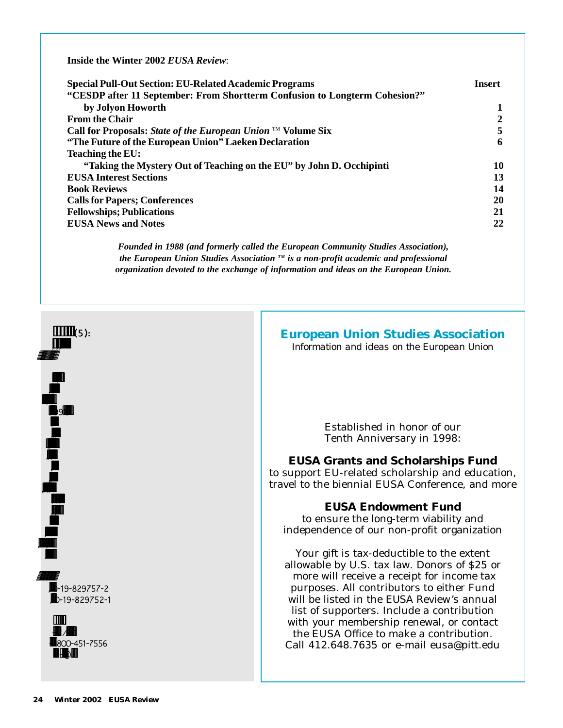**Inside the Winter 2002 *EUSA Review*:**

| | |
|---|---|
| **Special Pull-Out Section: EU-Related Academic Programs** | **Insert** |
| **"CESDP after 11 September: From Shortterm Confusion to Longterm Cohesion?" by Jolyon Howorth** | **1** |
| **From the Chair** | **2** |
| **Call for Proposals: *State of the European Union* ™ Volume Six** | **5** |
| **"The Future of the European Union" Laeken Declaration** | **6** |
| **Teaching the EU: "Taking the Mystery Out of Teaching on the EU" by John D. Occhipinti** | **10** |
| **EUSA Interest Sections** | **13** |
| **Book Reviews** | **14** |
| **Calls for Papers; Conferences** | **20** |
| **Fellowships; Publications** | **21** |
| **EUSA News and Notes** | **22** |

***Founded in 1988 (and formerly called the European Community Studies Association), the European Union Studies Association ™ is a non-profit academic and professional organization devoted to the exchange of information and ideas on the European Union.***

(5):

-19-829757-2

-19-829752-1

800-451-7556

## European Union Studies Association

*Information and ideas on the European Union*

Established in honor of our Tenth Anniversary in 1998:

**EUSA Grants and Scholarships Fund**
to support EU-related scholarship and education, travel to the biennial EUSA Conference, and more

**EUSA Endowment Fund**
to ensure the long-term viability and independence of our non-profit organization

Your gift is tax-deductible to the extent allowable by U.S. tax law. Donors of $25 or more will receive a receipt for income tax purposes. All contributors to either Fund will be listed in the EUSA Review's annual list of supporters. Include a contribution with your membership renewal, or contact the EUSA Office to make a contribution. Call 412.648.7635 or e-mail eusa@pitt.edu